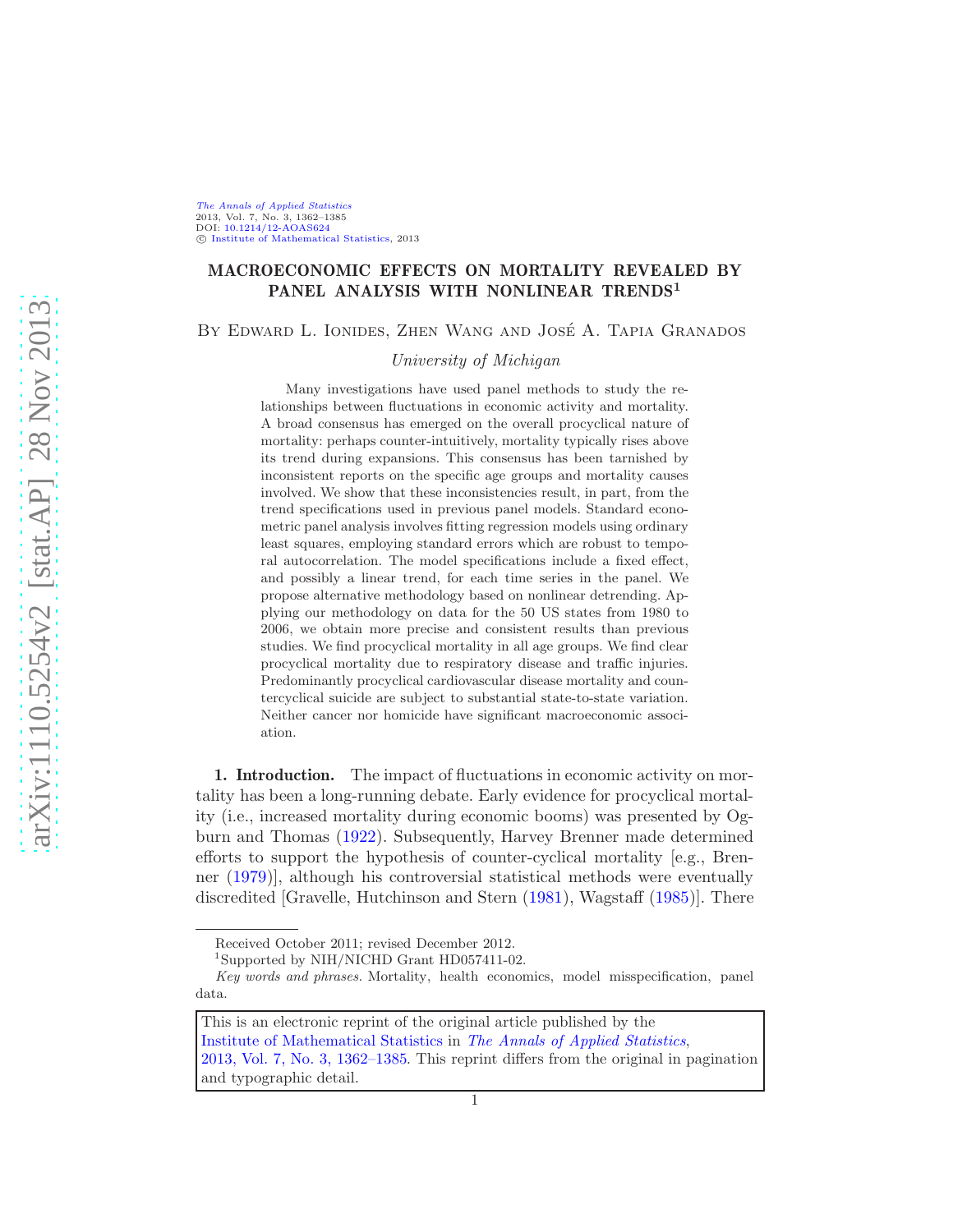# MACROECONOMIC EFFECTS ON MORTALITY REVEALED BY PANEL ANALYSIS WITH NONLINEAR TRENDS[1]

By Edward L. Ionides, Zhen Wang and José A. Tapia Granados

*University of Michigan*

Many investigations have used panel methods to study the relationships between fluctuations in economic activity and mortality. A broad consensus has emerged on the overall procyclical nature of mortality: perhaps counter-intuitively, mortality typically rises above its trend during expansions. This consensus has been tarnished by inconsistent reports on the specific age groups and mortality causes involved. We show that these inconsistencies result, in part, from the trend specifications used in previous panel models. Standard econometric panel analysis involves fitting regression models using ordinary least squares, employing standard errors which are robust to temporal autocorrelation. The model specifications include a fixed effect, and possibly a linear trend, for each time series in the panel. We propose alternative methodology based on nonlinear detrending. Applying our methodology on data for the 50 US states from 1980 to 2006, we obtain more precise and consistent results than previous studies. We find procyclical mortality in all age groups. We find clear procyclical mortality due to respiratory disease and traffic injuries. Predominantly procyclical cardiovascular disease mortality and countercyclical suicide are subject to substantial state-to-state variation. Neither cancer nor homicide have significant macroeconomic association.

**1. Introduction.** The impact of fluctuations in economic activity on mortality has been a long-running debate. Early evidence for procyclical mortality (i.e., increased mortality during economic booms) was presented by Ogburn and Thomas (1922). Subsequently, Harvey Brenner made determined efforts to support the hypothesis of counter-cyclical mortality [e.g., Brenner (1979)], although his controversial statistical methods were eventually discredited [Gravelle, Hutchinson and Stern (1981), Wagstaff (1985)]. There

---

Received October 2011; revised December 2012.

[1] Supported by NIH/NICHD Grant HD057411-02.

*Key words and phrases.* Mortality, health economics, model misspecification, panel data.

This is an electronic reprint of the original article published by the Institute of Mathematical Statistics in *The Annals of Applied Statistics*, 2013, Vol. 7, No. 3, 1362–1385. This reprint differs from the original in pagination and typographic detail.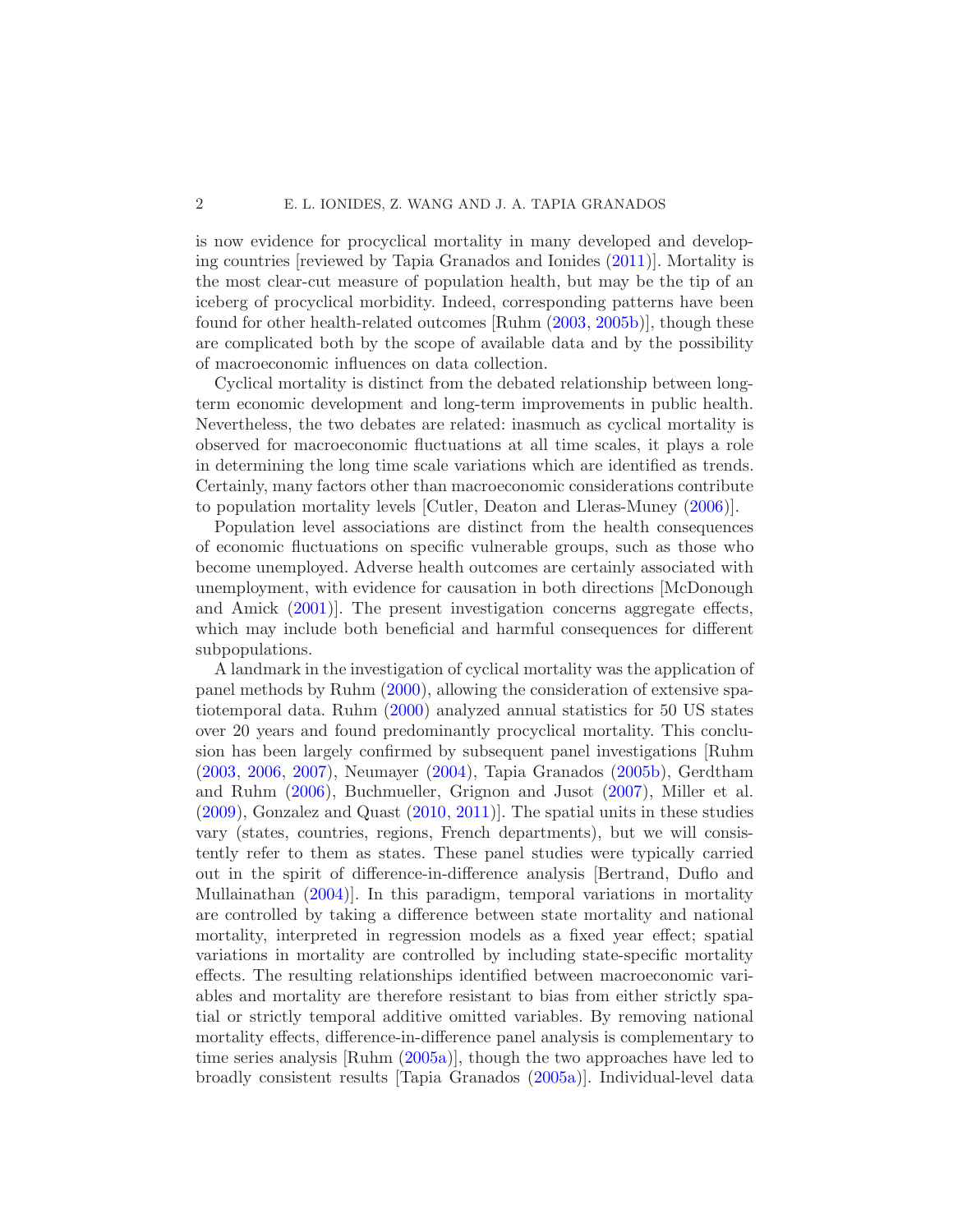is now evidence for procyclical mortality in many developed and developing countries [reviewed by Tapia Granados and Ionides (2011)]. Mortality is the most clear-cut measure of population health, but may be the tip of an iceberg of procyclical morbidity. Indeed, corresponding patterns have been found for other health-related outcomes [Ruhm (2003, 2005b)], though these are complicated both by the scope of available data and by the possibility of macroeconomic influences on data collection.

Cyclical mortality is distinct from the debated relationship between long-term economic development and long-term improvements in public health. Nevertheless, the two debates are related: inasmuch as cyclical mortality is observed for macroeconomic fluctuations at all time scales, it plays a role in determining the long time scale variations which are identified as trends. Certainly, many factors other than macroeconomic considerations contribute to population mortality levels [Cutler, Deaton and Lleras-Muney (2006)].

Population level associations are distinct from the health consequences of economic fluctuations on specific vulnerable groups, such as those who become unemployed. Adverse health outcomes are certainly associated with unemployment, with evidence for causation in both directions [McDonough and Amick (2001)]. The present investigation concerns aggregate effects, which may include both beneficial and harmful consequences for different subpopulations.

A landmark in the investigation of cyclical mortality was the application of panel methods by Ruhm (2000), allowing the consideration of extensive spatiotemporal data. Ruhm (2000) analyzed annual statistics for 50 US states over 20 years and found predominantly procyclical mortality. This conclusion has been largely confirmed by subsequent panel investigations [Ruhm (2003, 2006, 2007), Neumayer (2004), Tapia Granados (2005b), Gerdtham and Ruhm (2006), Buchmueller, Grignon and Jusot (2007), Miller et al. (2009), Gonzalez and Quast (2010, 2011)]. The spatial units in these studies vary (states, countries, regions, French departments), but we will consistently refer to them as states. These panel studies were typically carried out in the spirit of difference-in-difference analysis [Bertrand, Duflo and Mullainathan (2004)]. In this paradigm, temporal variations in mortality are controlled by taking a difference between state mortality and national mortality, interpreted in regression models as a fixed year effect; spatial variations in mortality are controlled by including state-specific mortality effects. The resulting relationships identified between macroeconomic variables and mortality are therefore resistant to bias from either strictly spatial or strictly temporal additive omitted variables. By removing national mortality effects, difference-in-difference panel analysis is complementary to time series analysis [Ruhm (2005a)], though the two approaches have led to broadly consistent results [Tapia Granados (2005a)]. Individual-level data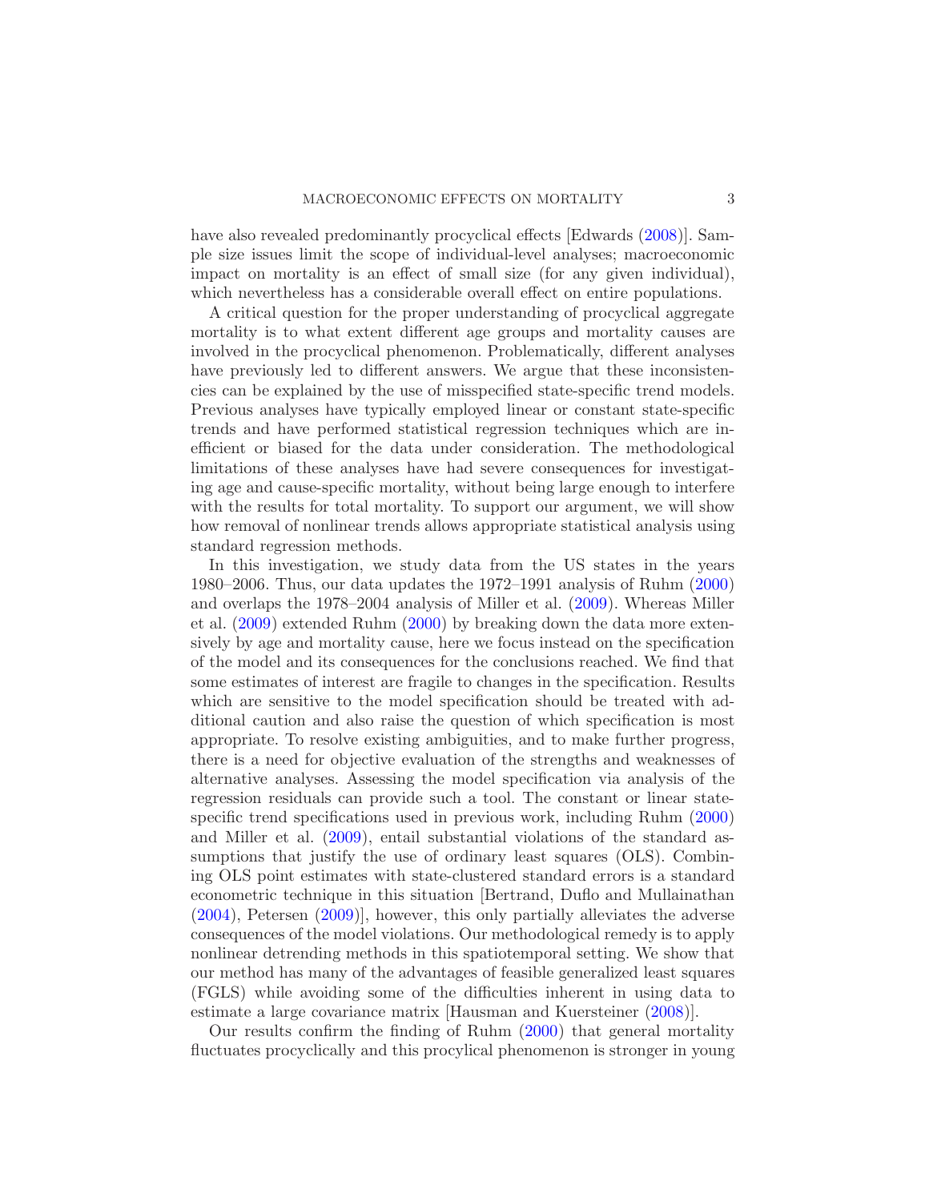have also revealed predominantly procyclical effects [Edwards (2008)]. Sample size issues limit the scope of individual-level analyses; macroeconomic impact on mortality is an effect of small size (for any given individual), which nevertheless has a considerable overall effect on entire populations.

A critical question for the proper understanding of procyclical aggregate mortality is to what extent different age groups and mortality causes are involved in the procyclical phenomenon. Problematically, different analyses have previously led to different answers. We argue that these inconsistencies can be explained by the use of misspecified state-specific trend models. Previous analyses have typically employed linear or constant state-specific trends and have performed statistical regression techniques which are inefficient or biased for the data under consideration. The methodological limitations of these analyses have had severe consequences for investigating age and cause-specific mortality, without being large enough to interfere with the results for total mortality. To support our argument, we will show how removal of nonlinear trends allows appropriate statistical analysis using standard regression methods.

In this investigation, we study data from the US states in the years 1980–2006. Thus, our data updates the 1972–1991 analysis of Ruhm (2000) and overlaps the 1978–2004 analysis of Miller et al. (2009). Whereas Miller et al. (2009) extended Ruhm (2000) by breaking down the data more extensively by age and mortality cause, here we focus instead on the specification of the model and its consequences for the conclusions reached. We find that some estimates of interest are fragile to changes in the specification. Results which are sensitive to the model specification should be treated with additional caution and also raise the question of which specification is most appropriate. To resolve existing ambiguities, and to make further progress, there is a need for objective evaluation of the strengths and weaknesses of alternative analyses. Assessing the model specification via analysis of the regression residuals can provide such a tool. The constant or linear state-specific trend specifications used in previous work, including Ruhm (2000) and Miller et al. (2009), entail substantial violations of the standard assumptions that justify the use of ordinary least squares (OLS). Combining OLS point estimates with state-clustered standard errors is a standard econometric technique in this situation [Bertrand, Duflo and Mullainathan (2004), Petersen (2009)], however, this only partially alleviates the adverse consequences of the model violations. Our methodological remedy is to apply nonlinear detrending methods in this spatiotemporal setting. We show that our method has many of the advantages of feasible generalized least squares (FGLS) while avoiding some of the difficulties inherent in using data to estimate a large covariance matrix [Hausman and Kuersteiner (2008)].

Our results confirm the finding of Ruhm (2000) that general mortality fluctuates procyclically and this procylical phenomenon is stronger in young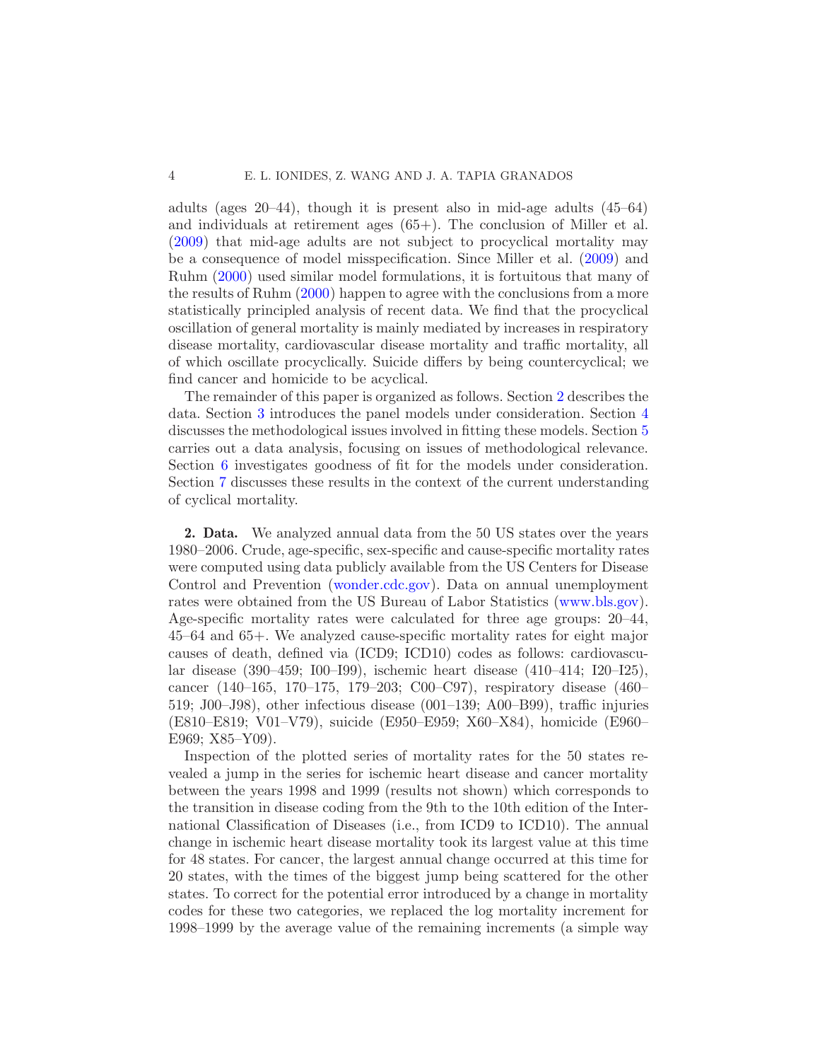adults (ages 20–44), though it is present also in mid-age adults (45–64) and individuals at retirement ages (65+). The conclusion of Miller et al. (2009) that mid-age adults are not subject to procyclical mortality may be a consequence of model misspecification. Since Miller et al. (2009) and Ruhm (2000) used similar model formulations, it is fortuitous that many of the results of Ruhm (2000) happen to agree with the conclusions from a more statistically principled analysis of recent data. We find that the procyclical oscillation of general mortality is mainly mediated by increases in respiratory disease mortality, cardiovascular disease mortality and traffic mortality, all of which oscillate procyclically. Suicide differs by being countercyclical; we find cancer and homicide to be acyclical.

The remainder of this paper is organized as follows. Section 2 describes the data. Section 3 introduces the panel models under consideration. Section 4 discusses the methodological issues involved in fitting these models. Section 5 carries out a data analysis, focusing on issues of methodological relevance. Section 6 investigates goodness of fit for the models under consideration. Section 7 discusses these results in the context of the current understanding of cyclical mortality.

**2. Data.** We analyzed annual data from the 50 US states over the years 1980–2006. Crude, age-specific, sex-specific and cause-specific mortality rates were computed using data publicly available from the US Centers for Disease Control and Prevention (wonder.cdc.gov). Data on annual unemployment rates were obtained from the US Bureau of Labor Statistics (www.bls.gov). Age-specific mortality rates were calculated for three age groups: 20–44, 45–64 and 65+. We analyzed cause-specific mortality rates for eight major causes of death, defined via (ICD9; ICD10) codes as follows: cardiovascular disease (390–459; I00–I99), ischemic heart disease (410–414; I20–I25), cancer (140–165, 170–175, 179–203; C00–C97), respiratory disease (460–519; J00–J98), other infectious disease (001–139; A00–B99), traffic injuries (E810–E819; V01–V79), suicide (E950–E959; X60–X84), homicide (E960–E969; X85–Y09).

Inspection of the plotted series of mortality rates for the 50 states revealed a jump in the series for ischemic heart disease and cancer mortality between the years 1998 and 1999 (results not shown) which corresponds to the transition in disease coding from the 9th to the 10th edition of the International Classification of Diseases (i.e., from ICD9 to ICD10). The annual change in ischemic heart disease mortality took its largest value at this time for 48 states. For cancer, the largest annual change occurred at this time for 20 states, with the times of the biggest jump being scattered for the other states. To correct for the potential error introduced by a change in mortality codes for these two categories, we replaced the log mortality increment for 1998–1999 by the average value of the remaining increments (a simple way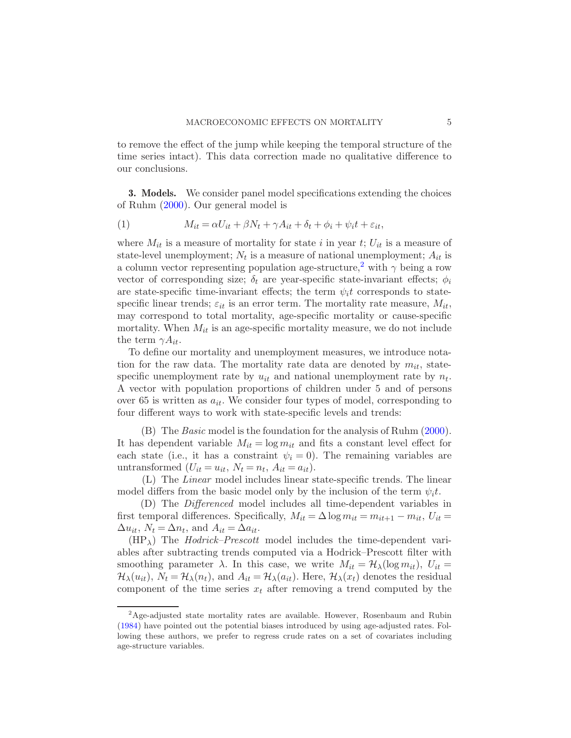to remove the effect of the jump while keeping the temporal structure of the time series intact). This data correction made no qualitative difference to our conclusions.

**3. Models.** We consider panel model specifications extending the choices of Ruhm (2000). Our general model is

$$M_{it} = \alpha U_{it} + \beta N_t + \gamma A_{it} + \delta_t + \phi_i + \psi_i t + \varepsilon_{it}, \tag{1}$$

where $M_{it}$ is a measure of mortality for state $i$ in year $t$; $U_{it}$ is a measure of state-level unemployment; $N_t$ is a measure of national unemployment; $A_{it}$ is a column vector representing population age-structure,[2] with $\gamma$ being a row vector of corresponding size; $\delta_t$ are year-specific state-invariant effects; $\phi_i$ are state-specific time-invariant effects; the term $\psi_i t$ corresponds to state-specific linear trends; $\varepsilon_{it}$ is an error term. The mortality rate measure, $M_{it}$, may correspond to total mortality, age-specific mortality or cause-specific mortality. When $M_{it}$ is an age-specific mortality measure, we do not include the term $\gamma A_{it}$.

To define our mortality and unemployment measures, we introduce notation for the raw data. The mortality rate data are denoted by $m_{it}$, state-specific unemployment rate by $u_{it}$ and national unemployment rate by $n_t$. A vector with population proportions of children under 5 and of persons over 65 is written as $a_{it}$. We consider four types of model, corresponding to four different ways to work with state-specific levels and trends:

(B) The *Basic* model is the foundation for the analysis of Ruhm (2000). It has dependent variable $M_{it} = \log m_{it}$ and fits a constant level effect for each state (i.e., it has a constraint $\psi_i = 0$). The remaining variables are untransformed ($U_{it} = u_{it}$, $N_t = n_t$, $A_{it} = a_{it}$).

(L) The *Linear* model includes linear state-specific trends. The linear model differs from the basic model only by the inclusion of the term $\psi_i t$.

(D) The *Differenced* model includes all time-dependent variables in first temporal differences. Specifically, $M_{it} = \Delta \log m_{it} = m_{it+1} - m_{it}$, $U_{it} = \Delta u_{it}$, $N_t = \Delta n_t$, and $A_{it} = \Delta a_{it}$.

($\mathrm{HP}_\lambda$) The *Hodrick–Prescott* model includes the time-dependent variables after subtracting trends computed via a Hodrick–Prescott filter with smoothing parameter $\lambda$. In this case, we write $M_{it} = \mathcal{H}_\lambda(\log m_{it})$, $U_{it} = \mathcal{H}_\lambda(u_{it})$, $N_t = \mathcal{H}_\lambda(n_t)$, and $A_{it} = \mathcal{H}_\lambda(a_{it})$. Here, $\mathcal{H}_\lambda(x_t)$ denotes the residual component of the time series $x_t$ after removing a trend computed by the

[2] Age-adjusted state mortality rates are available. However, Rosenbaum and Rubin (1984) have pointed out the potential biases introduced by using age-adjusted rates. Following these authors, we prefer to regress crude rates on a set of covariates including age-structure variables.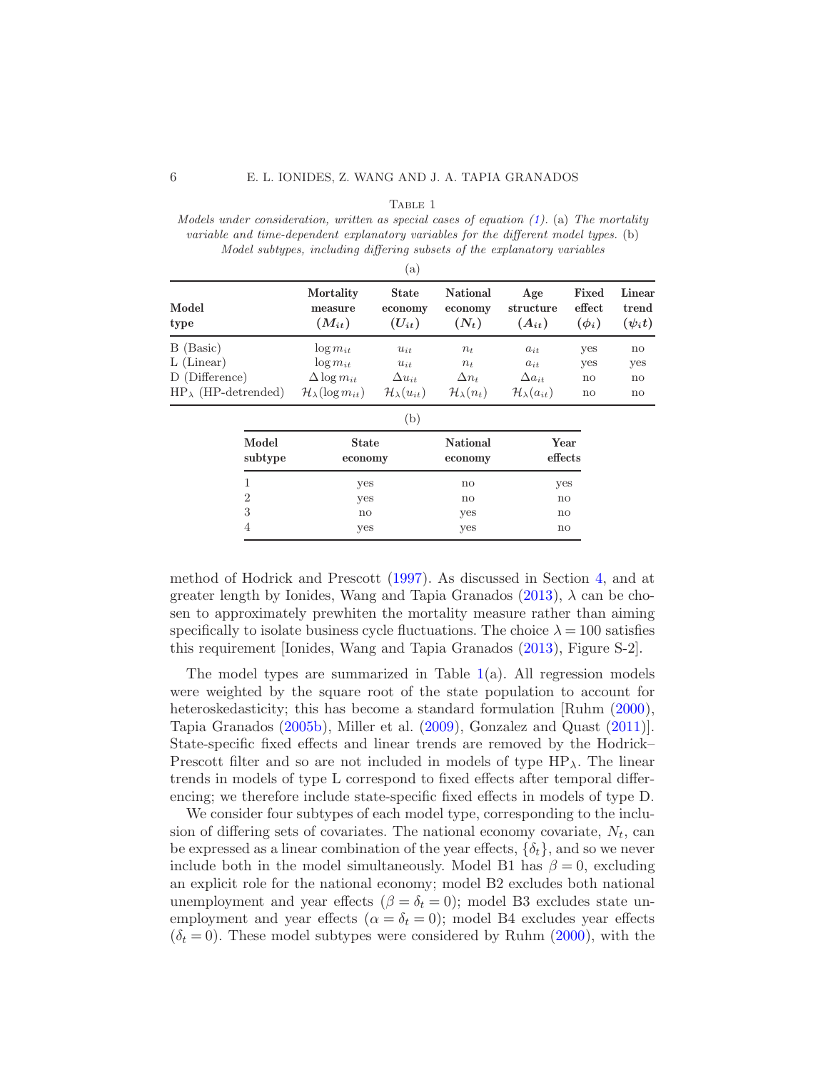Table 1

*Models under consideration, written as special cases of equation (1).* (a) *The mortality variable and time-dependent explanatory variables for the different model types.* (b) *Model subtypes, including differing subsets of the explanatory variables*

(a)

| **Model type** | **Mortality measure ($M_{it}$)** | **State economy ($U_{it}$)** | **National economy ($N_t$)** | **Age structure ($A_{it}$)** | **Fixed effect ($\phi_i$)** | **Linear trend ($\psi_i t$)** |
|---|---|---|---|---|---|---|
| B (Basic) | $\log m_{it}$ | $u_{it}$ | $n_t$ | $a_{it}$ | yes | no |
| L (Linear) | $\log m_{it}$ | $u_{it}$ | $n_t$ | $a_{it}$ | yes | yes |
| D (Difference) | $\Delta \log m_{it}$ | $\Delta u_{it}$ | $\Delta n_t$ | $\Delta a_{it}$ | no | no |
| $\mathrm{HP}_\lambda$ (HP-detrended) | $\mathcal{H}_\lambda(\log m_{it})$ | $\mathcal{H}_\lambda(u_{it})$ | $\mathcal{H}_\lambda(n_t)$ | $\mathcal{H}_\lambda(a_{it})$ | no | no |

(b)

| **Model subtype** | **State economy** | **National economy** | **Year effects** |
|---|---|---|---|
| 1 | yes | no | yes |
| 2 | yes | no | no |
| 3 | no | yes | no |
| 4 | yes | yes | no |

method of Hodrick and Prescott (1997). As discussed in Section 4, and at greater length by Ionides, Wang and Tapia Granados (2013), $\lambda$ can be chosen to approximately prewhiten the mortality measure rather than aiming specifically to isolate business cycle fluctuations. The choice $\lambda = 100$ satisfies this requirement [Ionides, Wang and Tapia Granados (2013), Figure S-2].

The model types are summarized in Table 1(a). All regression models were weighted by the square root of the state population to account for heteroskedasticity; this has become a standard formulation [Ruhm (2000), Tapia Granados (2005b), Miller et al. (2009), Gonzalez and Quast (2011)]. State-specific fixed effects and linear trends are removed by the Hodrick–Prescott filter and so are not included in models of type $\mathrm{HP}_\lambda$. The linear trends in models of type L correspond to fixed effects after temporal differencing; we therefore include state-specific fixed effects in models of type D.

We consider four subtypes of each model type, corresponding to the inclusion of differing sets of covariates. The national economy covariate, $N_t$, can be expressed as a linear combination of the year effects, $\{\delta_t\}$, and so we never include both in the model simultaneously. Model B1 has $\beta = 0$, excluding an explicit role for the national economy; model B2 excludes both national unemployment and year effects ($\beta = \delta_t = 0$); model B3 excludes state unemployment and year effects ($\alpha = \delta_t = 0$); model B4 excludes year effects ($\delta_t = 0$). These model subtypes were considered by Ruhm (2000), with the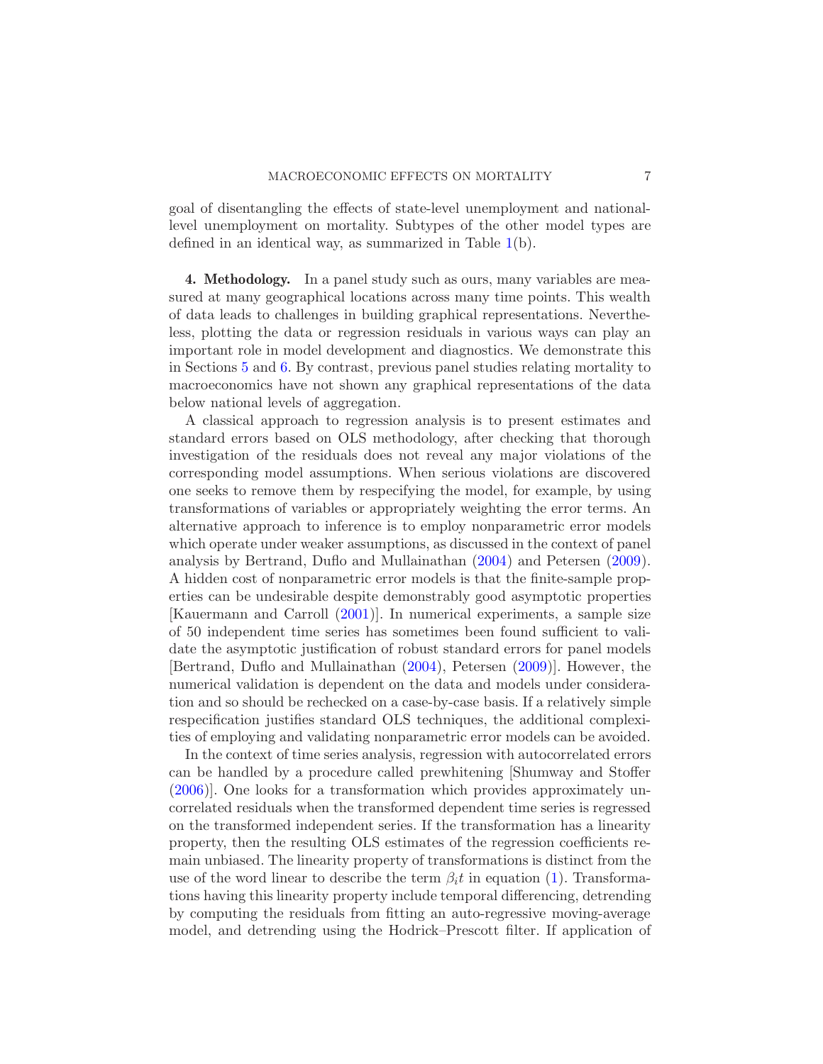goal of disentangling the effects of state-level unemployment and national-level unemployment on mortality. Subtypes of the other model types are defined in an identical way, as summarized in Table 1(b).

**4. Methodology.** In a panel study such as ours, many variables are measured at many geographical locations across many time points. This wealth of data leads to challenges in building graphical representations. Nevertheless, plotting the data or regression residuals in various ways can play an important role in model development and diagnostics. We demonstrate this in Sections 5 and 6. By contrast, previous panel studies relating mortality to macroeconomics have not shown any graphical representations of the data below national levels of aggregation.

A classical approach to regression analysis is to present estimates and standard errors based on OLS methodology, after checking that thorough investigation of the residuals does not reveal any major violations of the corresponding model assumptions. When serious violations are discovered one seeks to remove them by respecifying the model, for example, by using transformations of variables or appropriately weighting the error terms. An alternative approach to inference is to employ nonparametric error models which operate under weaker assumptions, as discussed in the context of panel analysis by Bertrand, Duflo and Mullainathan (2004) and Petersen (2009). A hidden cost of nonparametric error models is that the finite-sample properties can be undesirable despite demonstrably good asymptotic properties [Kauermann and Carroll (2001)]. In numerical experiments, a sample size of 50 independent time series has sometimes been found sufficient to validate the asymptotic justification of robust standard errors for panel models [Bertrand, Duflo and Mullainathan (2004), Petersen (2009)]. However, the numerical validation is dependent on the data and models under consideration and so should be rechecked on a case-by-case basis. If a relatively simple respecification justifies standard OLS techniques, the additional complexities of employing and validating nonparametric error models can be avoided.

In the context of time series analysis, regression with autocorrelated errors can be handled by a procedure called prewhitening [Shumway and Stoffer (2006)]. One looks for a transformation which provides approximately uncorrelated residuals when the transformed dependent time series is regressed on the transformed independent series. If the transformation has a linearity property, then the resulting OLS estimates of the regression coefficients remain unbiased. The linearity property of transformations is distinct from the use of the word linear to describe the term $\beta_i t$ in equation (1). Transformations having this linearity property include temporal differencing, detrending by computing the residuals from fitting an auto-regressive moving-average model, and detrending using the Hodrick–Prescott filter. If application of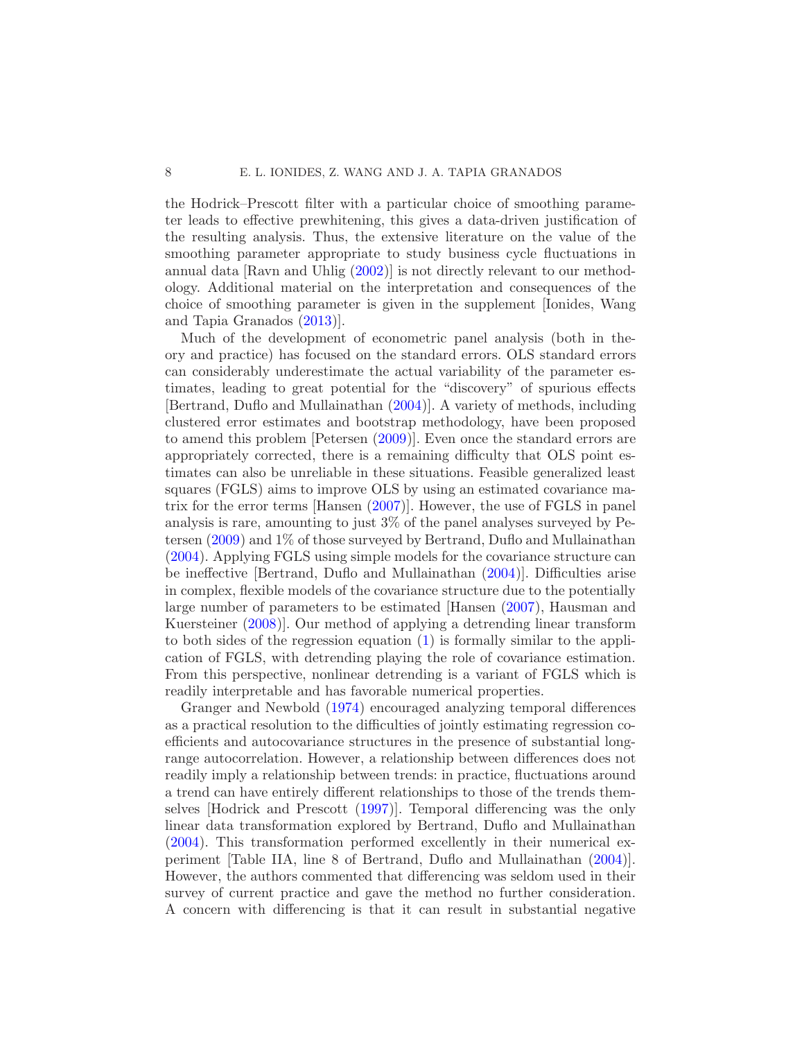the Hodrick–Prescott filter with a particular choice of smoothing parameter leads to effective prewhitening, this gives a data-driven justification of the resulting analysis. Thus, the extensive literature on the value of the smoothing parameter appropriate to study business cycle fluctuations in annual data [Ravn and Uhlig (2002)] is not directly relevant to our methodology. Additional material on the interpretation and consequences of the choice of smoothing parameter is given in the supplement [Ionides, Wang and Tapia Granados (2013)].

Much of the development of econometric panel analysis (both in theory and practice) has focused on the standard errors. OLS standard errors can considerably underestimate the actual variability of the parameter estimates, leading to great potential for the "discovery" of spurious effects [Bertrand, Duflo and Mullainathan (2004)]. A variety of methods, including clustered error estimates and bootstrap methodology, have been proposed to amend this problem [Petersen (2009)]. Even once the standard errors are appropriately corrected, there is a remaining difficulty that OLS point estimates can also be unreliable in these situations. Feasible generalized least squares (FGLS) aims to improve OLS by using an estimated covariance matrix for the error terms [Hansen (2007)]. However, the use of FGLS in panel analysis is rare, amounting to just 3% of the panel analyses surveyed by Petersen (2009) and 1% of those surveyed by Bertrand, Duflo and Mullainathan (2004). Applying FGLS using simple models for the covariance structure can be ineffective [Bertrand, Duflo and Mullainathan (2004)]. Difficulties arise in complex, flexible models of the covariance structure due to the potentially large number of parameters to be estimated [Hansen (2007), Hausman and Kuersteiner (2008)]. Our method of applying a detrending linear transform to both sides of the regression equation (1) is formally similar to the application of FGLS, with detrending playing the role of covariance estimation. From this perspective, nonlinear detrending is a variant of FGLS which is readily interpretable and has favorable numerical properties.

Granger and Newbold (1974) encouraged analyzing temporal differences as a practical resolution to the difficulties of jointly estimating regression coefficients and autocovariance structures in the presence of substantial long-range autocorrelation. However, a relationship between differences does not readily imply a relationship between trends: in practice, fluctuations around a trend can have entirely different relationships to those of the trends themselves [Hodrick and Prescott (1997)]. Temporal differencing was the only linear data transformation explored by Bertrand, Duflo and Mullainathan (2004). This transformation performed excellently in their numerical experiment [Table IIA, line 8 of Bertrand, Duflo and Mullainathan (2004)]. However, the authors commented that differencing was seldom used in their survey of current practice and gave the method no further consideration. A concern with differencing is that it can result in substantial negative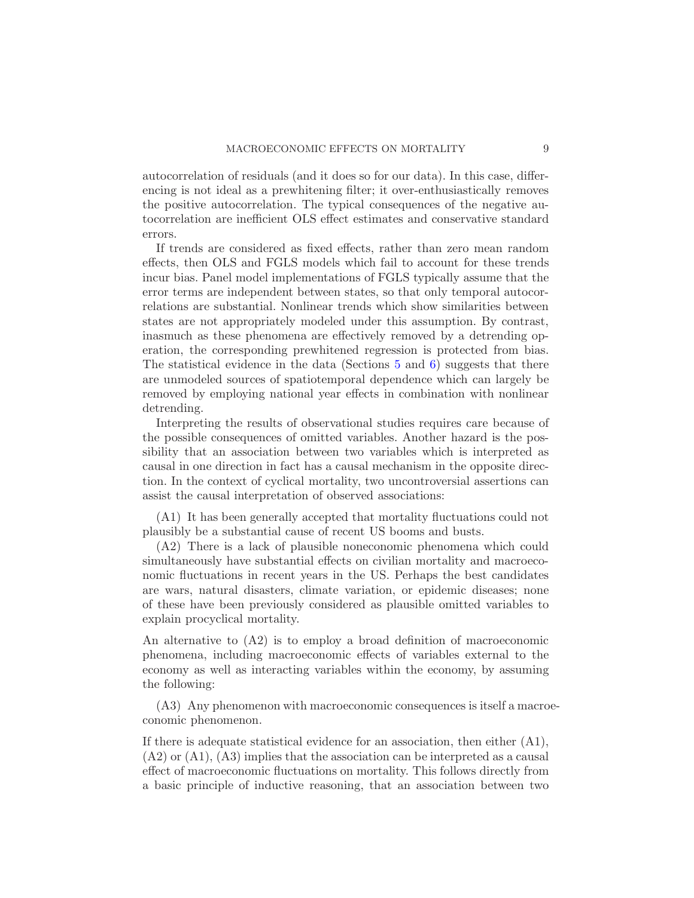autocorrelation of residuals (and it does so for our data). In this case, differencing is not ideal as a prewhitening filter; it over-enthusiastically removes the positive autocorrelation. The typical consequences of the negative autocorrelation are inefficient OLS effect estimates and conservative standard errors.

If trends are considered as fixed effects, rather than zero mean random effects, then OLS and FGLS models which fail to account for these trends incur bias. Panel model implementations of FGLS typically assume that the error terms are independent between states, so that only temporal autocorrelations are substantial. Nonlinear trends which show similarities between states are not appropriately modeled under this assumption. By contrast, inasmuch as these phenomena are effectively removed by a detrending operation, the corresponding prewhitened regression is protected from bias. The statistical evidence in the data (Sections 5 and 6) suggests that there are unmodeled sources of spatiotemporal dependence which can largely be removed by employing national year effects in combination with nonlinear detrending.

Interpreting the results of observational studies requires care because of the possible consequences of omitted variables. Another hazard is the possibility that an association between two variables which is interpreted as causal in one direction in fact has a causal mechanism in the opposite direction. In the context of cyclical mortality, two uncontroversial assertions can assist the causal interpretation of observed associations:

(A1) It has been generally accepted that mortality fluctuations could not plausibly be a substantial cause of recent US booms and busts.

(A2) There is a lack of plausible noneconomic phenomena which could simultaneously have substantial effects on civilian mortality and macroeconomic fluctuations in recent years in the US. Perhaps the best candidates are wars, natural disasters, climate variation, or epidemic diseases; none of these have been previously considered as plausible omitted variables to explain procyclical mortality.

An alternative to (A2) is to employ a broad definition of macroeconomic phenomena, including macroeconomic effects of variables external to the economy as well as interacting variables within the economy, by assuming the following:

(A3) Any phenomenon with macroeconomic consequences is itself a macroeconomic phenomenon.

If there is adequate statistical evidence for an association, then either (A1), (A2) or (A1), (A3) implies that the association can be interpreted as a causal effect of macroeconomic fluctuations on mortality. This follows directly from a basic principle of inductive reasoning, that an association between two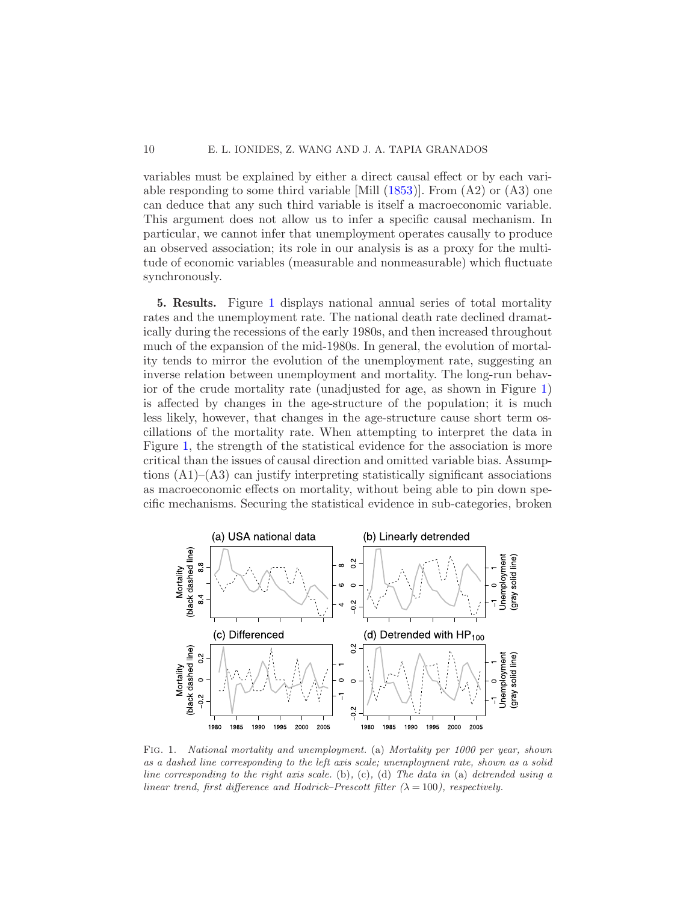variables must be explained by either a direct causal effect or by each variable responding to some third variable [Mill (1853)]. From (A2) or (A3) one can deduce that any such third variable is itself a macroeconomic variable. This argument does not allow us to infer a specific causal mechanism. In particular, we cannot infer that unemployment operates causally to produce an observed association; its role in our analysis is as a proxy for the multitude of economic variables (measurable and nonmeasurable) which fluctuate synchronously.

**5. Results.** Figure 1 displays national annual series of total mortality rates and the unemployment rate. The national death rate declined dramatically during the recessions of the early 1980s, and then increased throughout much of the expansion of the mid-1980s. In general, the evolution of mortality tends to mirror the evolution of the unemployment rate, suggesting an inverse relation between unemployment and mortality. The long-run behavior of the crude mortality rate (unadjusted for age, as shown in Figure 1) is affected by changes in the age-structure of the population; it is much less likely, however, that changes in the age-structure cause short term oscillations of the mortality rate. When attempting to interpret the data in Figure 1, the strength of the statistical evidence for the association is more critical than the issues of causal direction and omitted variable bias. Assumptions (A1)–(A3) can justify interpreting statistically significant associations as macroeconomic effects on mortality, without being able to pin down specific mechanisms. Securing the statistical evidence in sub-categories, broken

Fig. 1. *National mortality and unemployment.* (a) *Mortality per 1000 per year, shown as a dashed line corresponding to the left axis scale; unemployment rate, shown as a solid line corresponding to the right axis scale.* (b), (c), (d) *The data in* (a) *detrended using a linear trend, first difference and Hodrick–Prescott filter* ($\lambda = 100$)*, respectively.*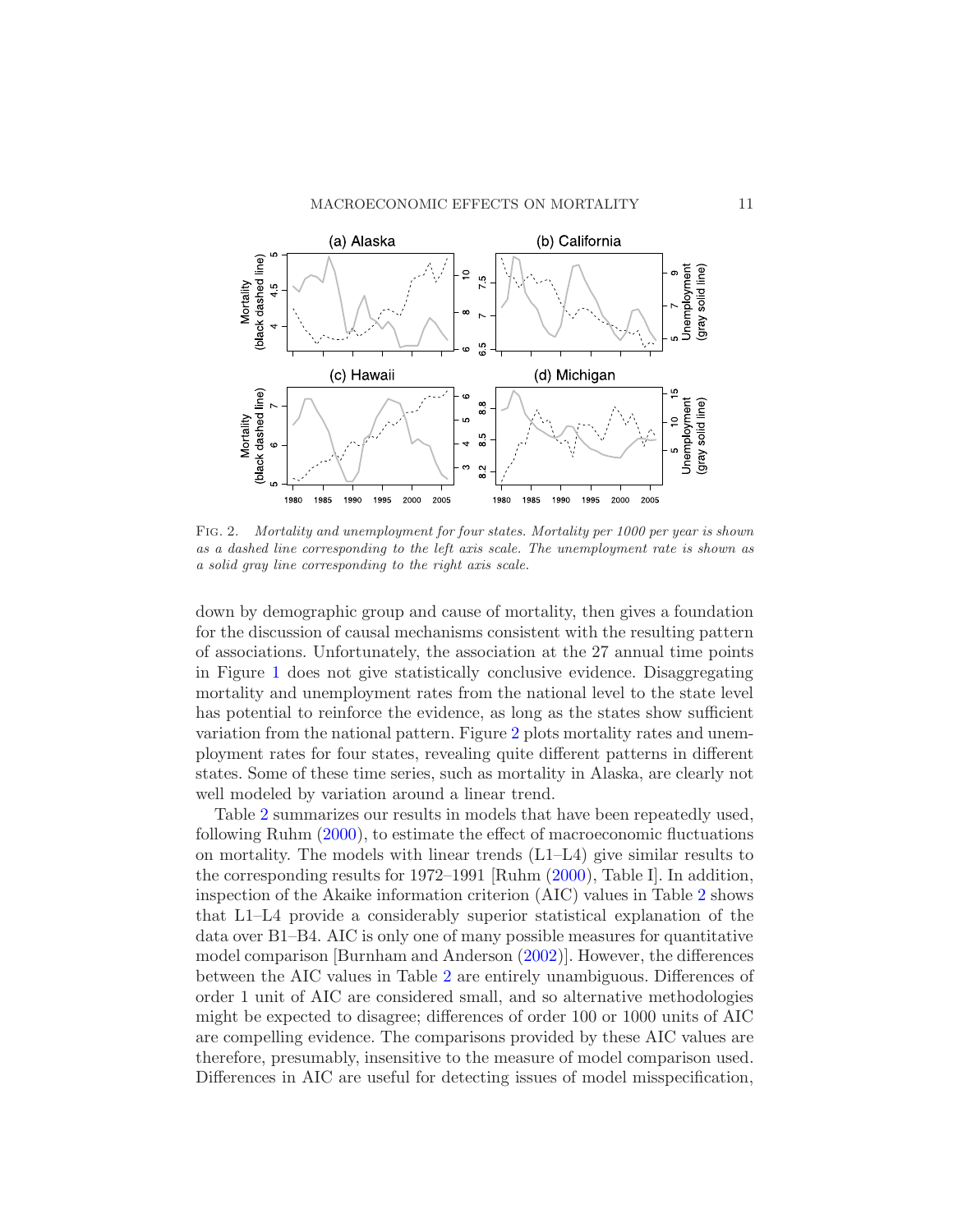FIG. 2. *Mortality and unemployment for four states. Mortality per 1000 per year is shown as a dashed line corresponding to the left axis scale. The unemployment rate is shown as a solid gray line corresponding to the right axis scale.*

down by demographic group and cause of mortality, then gives a foundation for the discussion of causal mechanisms consistent with the resulting pattern of associations. Unfortunately, the association at the 27 annual time points in Figure 1 does not give statistically conclusive evidence. Disaggregating mortality and unemployment rates from the national level to the state level has potential to reinforce the evidence, as long as the states show sufficient variation from the national pattern. Figure 2 plots mortality rates and unemployment rates for four states, revealing quite different patterns in different states. Some of these time series, such as mortality in Alaska, are clearly not well modeled by variation around a linear trend.

Table 2 summarizes our results in models that have been repeatedly used, following Ruhm (2000), to estimate the effect of macroeconomic fluctuations on mortality. The models with linear trends (L1–L4) give similar results to the corresponding results for 1972–1991 [Ruhm (2000), Table I]. In addition, inspection of the Akaike information criterion (AIC) values in Table 2 shows that L1–L4 provide a considerably superior statistical explanation of the data over B1–B4. AIC is only one of many possible measures for quantitative model comparison [Burnham and Anderson (2002)]. However, the differences between the AIC values in Table 2 are entirely unambiguous. Differences of order 1 unit of AIC are considered small, and so alternative methodologies might be expected to disagree; differences of order 100 or 1000 units of AIC are compelling evidence. The comparisons provided by these AIC values are therefore, presumably, insensitive to the measure of model comparison used. Differences in AIC are useful for detecting issues of model misspecification,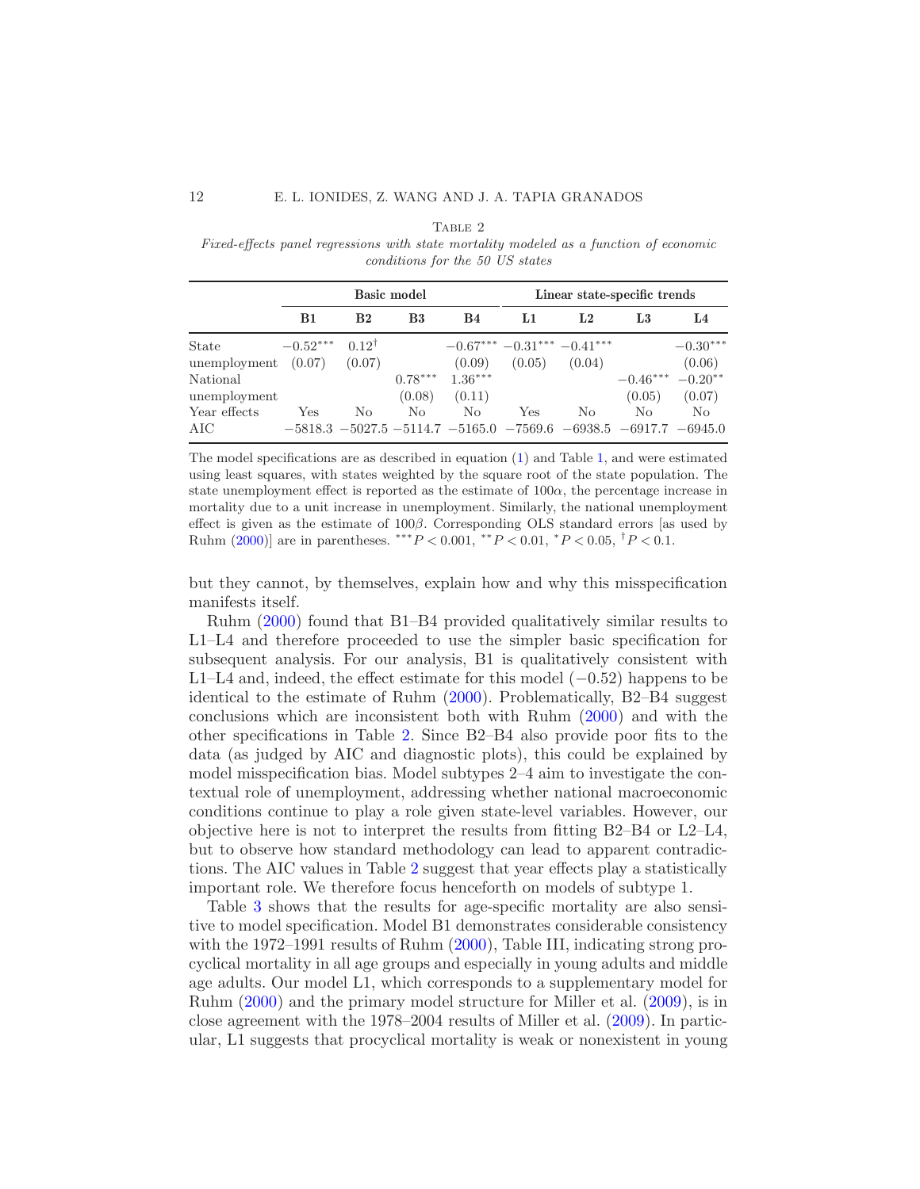Table 2

*Fixed-effects panel regressions with state mortality modeled as a function of economic conditions for the 50 US states*

| | Basic model | | | | Linear state-specific trends | | | |
|---|---|---|---|---|---|---|---|---|
| | **B1** | **B2** | **B3** | **B4** | **L1** | **L2** | **L3** | **L4** |
| State unemployment | $-0.52^{***}$ (0.07) | $0.12^{\dagger}$ (0.07) | | $-0.67^{***}$ (0.09) | $-0.31^{***}$ (0.05) | $-0.41^{***}$ (0.04) | | $-0.30^{***}$ (0.06) |
| National unemployment | | | $0.78^{***}$ (0.08) | $1.36^{***}$ (0.11) | | | $-0.46^{***}$ (0.05) | $-0.20^{**}$ (0.07) |
| Year effects | Yes | No | No | No | Yes | No | No | No |
| AIC | $-5818.3$ | $-5027.5$ | $-5114.7$ | $-5165.0$ | $-7569.6$ | $-6938.5$ | $-6917.7$ | $-6945.0$ |

The model specifications are as described in equation (1) and Table 1, and were estimated using least squares, with states weighted by the square root of the state population. The state unemployment effect is reported as the estimate of $100\alpha$, the percentage increase in mortality due to a unit increase in unemployment. Similarly, the national unemployment effect is given as the estimate of $100\beta$. Corresponding OLS standard errors [as used by Ruhm (2000)] are in parentheses. $^{***}P < 0.001$, $^{**}P < 0.01$, $^{*}P < 0.05$, $^{\dagger}P < 0.1$.

but they cannot, by themselves, explain how and why this misspecification manifests itself.

Ruhm (2000) found that B1–B4 provided qualitatively similar results to L1–L4 and therefore proceeded to use the simpler basic specification for subsequent analysis. For our analysis, B1 is qualitatively consistent with L1–L4 and, indeed, the effect estimate for this model ($-0.52$) happens to be identical to the estimate of Ruhm (2000). Problematically, B2–B4 suggest conclusions which are inconsistent both with Ruhm (2000) and with the other specifications in Table 2. Since B2–B4 also provide poor fits to the data (as judged by AIC and diagnostic plots), this could be explained by model misspecification bias. Model subtypes 2–4 aim to investigate the contextual role of unemployment, addressing whether national macroeconomic conditions continue to play a role given state-level variables. However, our objective here is not to interpret the results from fitting B2–B4 or L2–L4, but to observe how standard methodology can lead to apparent contradictions. The AIC values in Table 2 suggest that year effects play a statistically important role. We therefore focus henceforth on models of subtype 1.

Table 3 shows that the results for age-specific mortality are also sensitive to model specification. Model B1 demonstrates considerable consistency with the 1972–1991 results of Ruhm (2000), Table III, indicating strong procyclical mortality in all age groups and especially in young adults and middle age adults. Our model L1, which corresponds to a supplementary model for Ruhm (2000) and the primary model structure for Miller et al. (2009), is in close agreement with the 1978–2004 results of Miller et al. (2009). In particular, L1 suggests that procyclical mortality is weak or nonexistent in young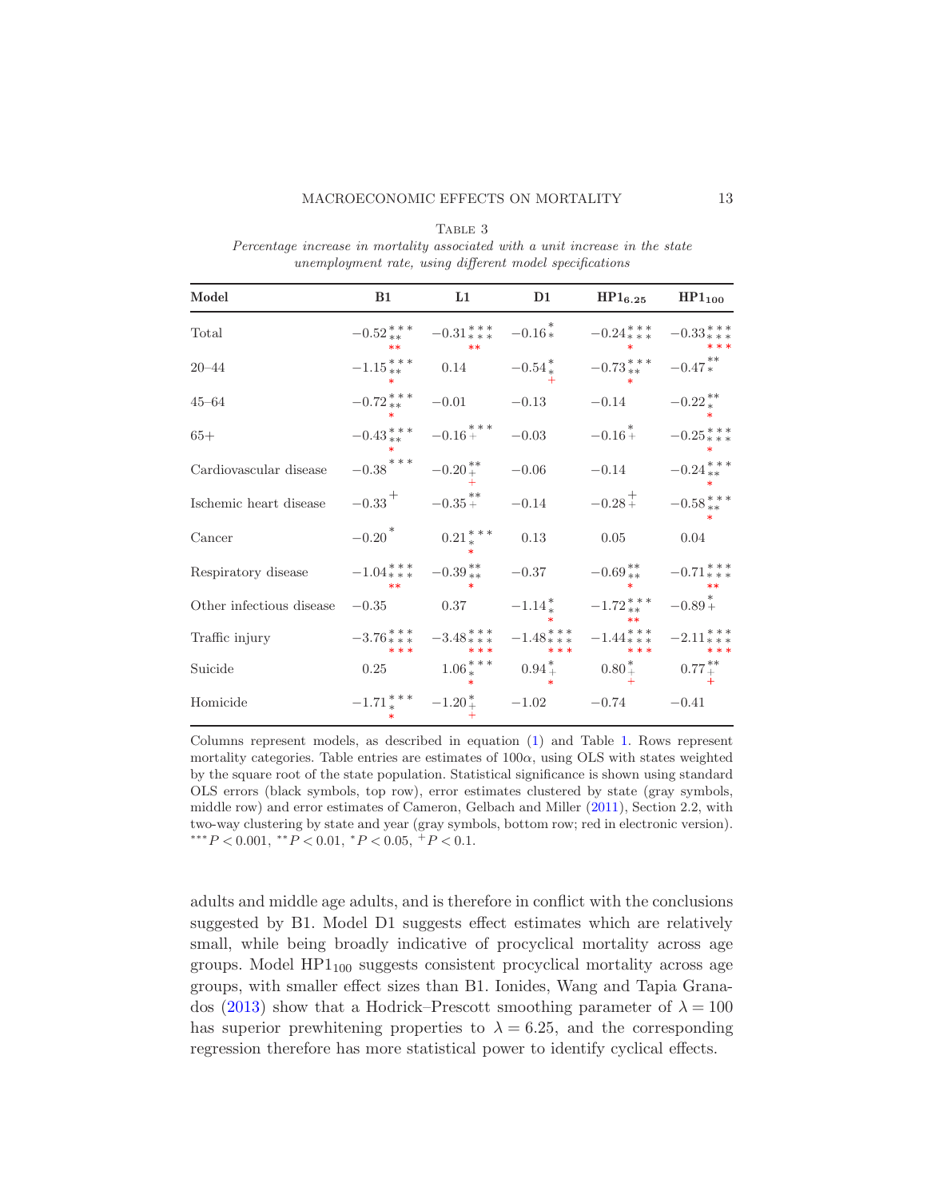Table 3

*Percentage increase in mortality associated with a unit increase in the state unemployment rate, using different model specifications*

| Model | B1 | L1 | D1 | $\mathbf{HP1_{6.25}}$ | $\mathbf{HP1_{100}}$ |
|---|---|---|---|---|---|
| Total | $-0.52^{***}_{**}$ ** | $-0.31^{***}_{***}$ ** | $-0.16^{*}_{*}$ | $-0.24^{***}_{***}$ * | $-0.33^{***}_{***}$ *** |
| 20–44 | $-1.15^{***}_{**}$ * | 0.14 | $-0.54^{*}_{*}$ + | $-0.73^{***}_{**}$ * | $-0.47^{**}_{*}$ |
| 45–64 | $-0.72^{***}_{**}$ * | $-0.01$ | $-0.13$ | $-0.14$ | $-0.22^{**}_{*}$ * |
| 65+ | $-0.43^{***}_{**}$ * | $-0.16^{***}_{+}$ | $-0.03$ | $-0.16^{*}_{+}$ | $-0.25^{***}_{***}$ * |
| Cardiovascular disease | $-0.38^{***}$ | $-0.20^{**}_{+}$ + | $-0.06$ | $-0.14$ | $-0.24^{***}_{**}$ * |
| Ischemic heart disease | $-0.33^{+}$ | $-0.35^{**}_{+}$ | $-0.14$ | $-0.28^{+}_{+}$ | $-0.58^{***}_{**}$ * |
| Cancer | $-0.20^{*}$ | $0.21^{***}_{*}$ * | 0.13 | 0.05 | 0.04 |
| Respiratory disease | $-1.04^{***}_{***}$ ** | $-0.39^{**}_{**}$ * | $-0.37$ | $-0.69^{**}_{**}$ * | $-0.71^{***}_{***}$ ** |
| Other infectious disease | $-0.35$ | 0.37 | $-1.14^{*}_{*}$ * | $-1.72^{***}_{**}$ ** | $-0.89^{*}_{+}$ |
| Traffic injury | $-3.76^{***}_{***}$ *** | $-3.48^{***}_{***}$ *** | $-1.48^{***}_{***}$ *** | $-1.44^{***}_{***}$ *** | $-2.11^{***}_{***}$ *** |
| Suicide | 0.25 | $1.06^{***}_{*}$ * | $0.94^{*}_{+}$ * | $0.80^{*}_{+}$ + | $0.77^{**}_{+}$ + |
| Homicide | $-1.71^{***}_{*}$ * | $-1.20^{*}_{+}$ + | $-1.02$ | $-0.74$ | $-0.41$ |

Columns represent models, as described in equation (1) and Table 1. Rows represent mortality categories. Table entries are estimates of $100\alpha$, using OLS with states weighted by the square root of the state population. Statistical significance is shown using standard OLS errors (black symbols, top row), error estimates clustered by state (gray symbols, middle row) and error estimates of Cameron, Gelbach and Miller (2011), Section 2.2, with two-way clustering by state and year (gray symbols, bottom row; red in electronic version). $^{***}P < 0.001$, $^{**}P < 0.01$, $^{*}P < 0.05$, $^{+}P < 0.1$.

adults and middle age adults, and is therefore in conflict with the conclusions suggested by B1. Model D1 suggests effect estimates which are relatively small, while being broadly indicative of procyclical mortality across age groups. Model $\mathrm{HP1}_{100}$ suggests consistent procyclical mortality across age groups, with smaller effect sizes than B1. Ionides, Wang and Tapia Granados (2013) show that a Hodrick–Prescott smoothing parameter of $\lambda = 100$ has superior prewhitening properties to $\lambda = 6.25$, and the corresponding regression therefore has more statistical power to identify cyclical effects.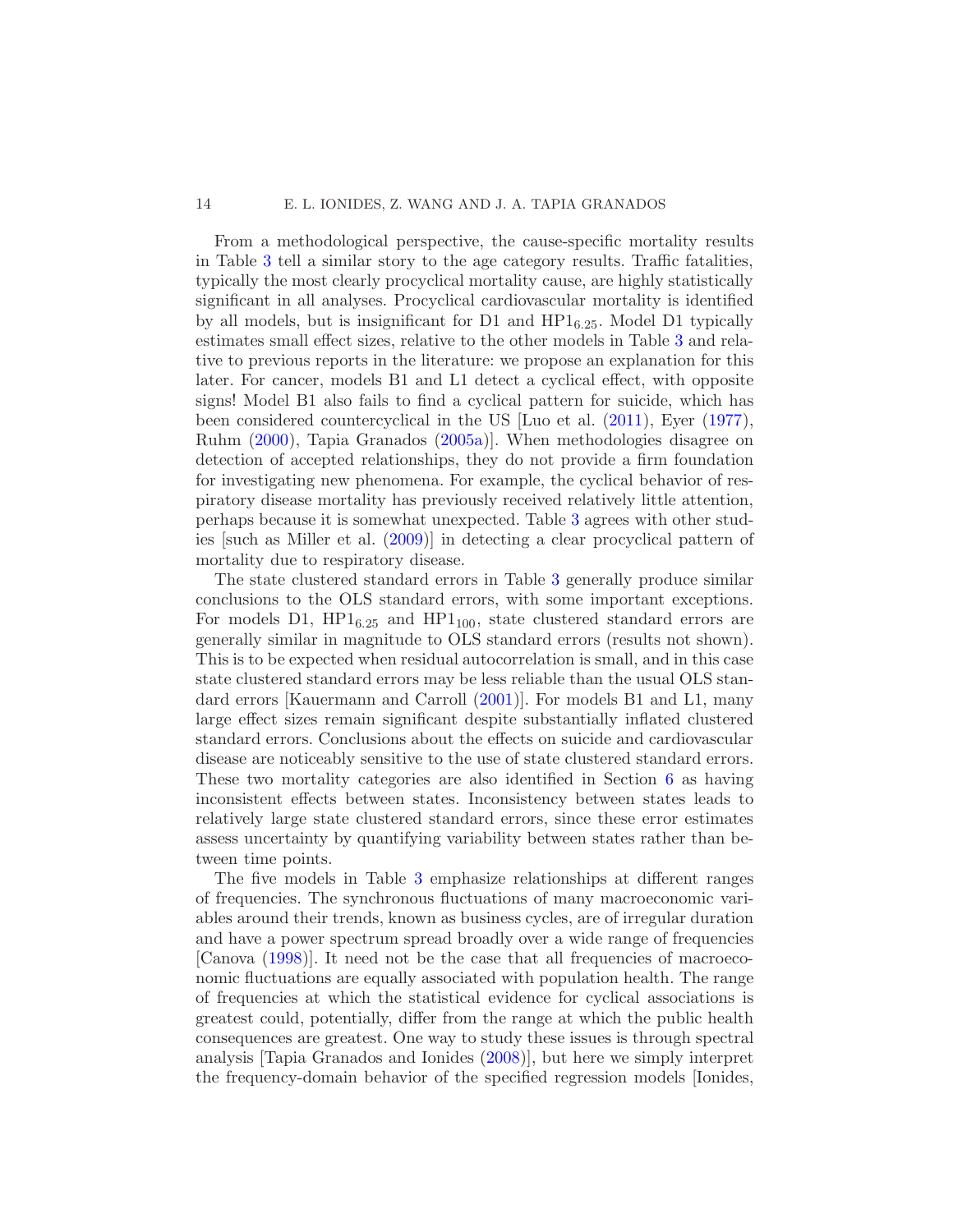From a methodological perspective, the cause-specific mortality results in Table 3 tell a similar story to the age category results. Traffic fatalities, typically the most clearly procyclical mortality cause, are highly statistically significant in all analyses. Procyclical cardiovascular mortality is identified by all models, but is insignificant for D1 and $\mathrm{HP1}_{6.25}$. Model D1 typically estimates small effect sizes, relative to the other models in Table 3 and relative to previous reports in the literature: we propose an explanation for this later. For cancer, models B1 and L1 detect a cyclical effect, with opposite signs! Model B1 also fails to find a cyclical pattern for suicide, which has been considered countercyclical in the US [Luo et al. (2011), Eyer (1977), Ruhm (2000), Tapia Granados (2005a)]. When methodologies disagree on detection of accepted relationships, they do not provide a firm foundation for investigating new phenomena. For example, the cyclical behavior of respiratory disease mortality has previously received relatively little attention, perhaps because it is somewhat unexpected. Table 3 agrees with other studies [such as Miller et al. (2009)] in detecting a clear procyclical pattern of mortality due to respiratory disease.

The state clustered standard errors in Table 3 generally produce similar conclusions to the OLS standard errors, with some important exceptions. For models D1, $\mathrm{HP1}_{6.25}$ and $\mathrm{HP1}_{100}$, state clustered standard errors are generally similar in magnitude to OLS standard errors (results not shown). This is to be expected when residual autocorrelation is small, and in this case state clustered standard errors may be less reliable than the usual OLS standard errors [Kauermann and Carroll (2001)]. For models B1 and L1, many large effect sizes remain significant despite substantially inflated clustered standard errors. Conclusions about the effects on suicide and cardiovascular disease are noticeably sensitive to the use of state clustered standard errors. These two mortality categories are also identified in Section 6 as having inconsistent effects between states. Inconsistency between states leads to relatively large state clustered standard errors, since these error estimates assess uncertainty by quantifying variability between states rather than between time points.

The five models in Table 3 emphasize relationships at different ranges of frequencies. The synchronous fluctuations of many macroeconomic variables around their trends, known as business cycles, are of irregular duration and have a power spectrum spread broadly over a wide range of frequencies [Canova (1998)]. It need not be the case that all frequencies of macroeconomic fluctuations are equally associated with population health. The range of frequencies at which the statistical evidence for cyclical associations is greatest could, potentially, differ from the range at which the public health consequences are greatest. One way to study these issues is through spectral analysis [Tapia Granados and Ionides (2008)], but here we simply interpret the frequency-domain behavior of the specified regression models [Ionides,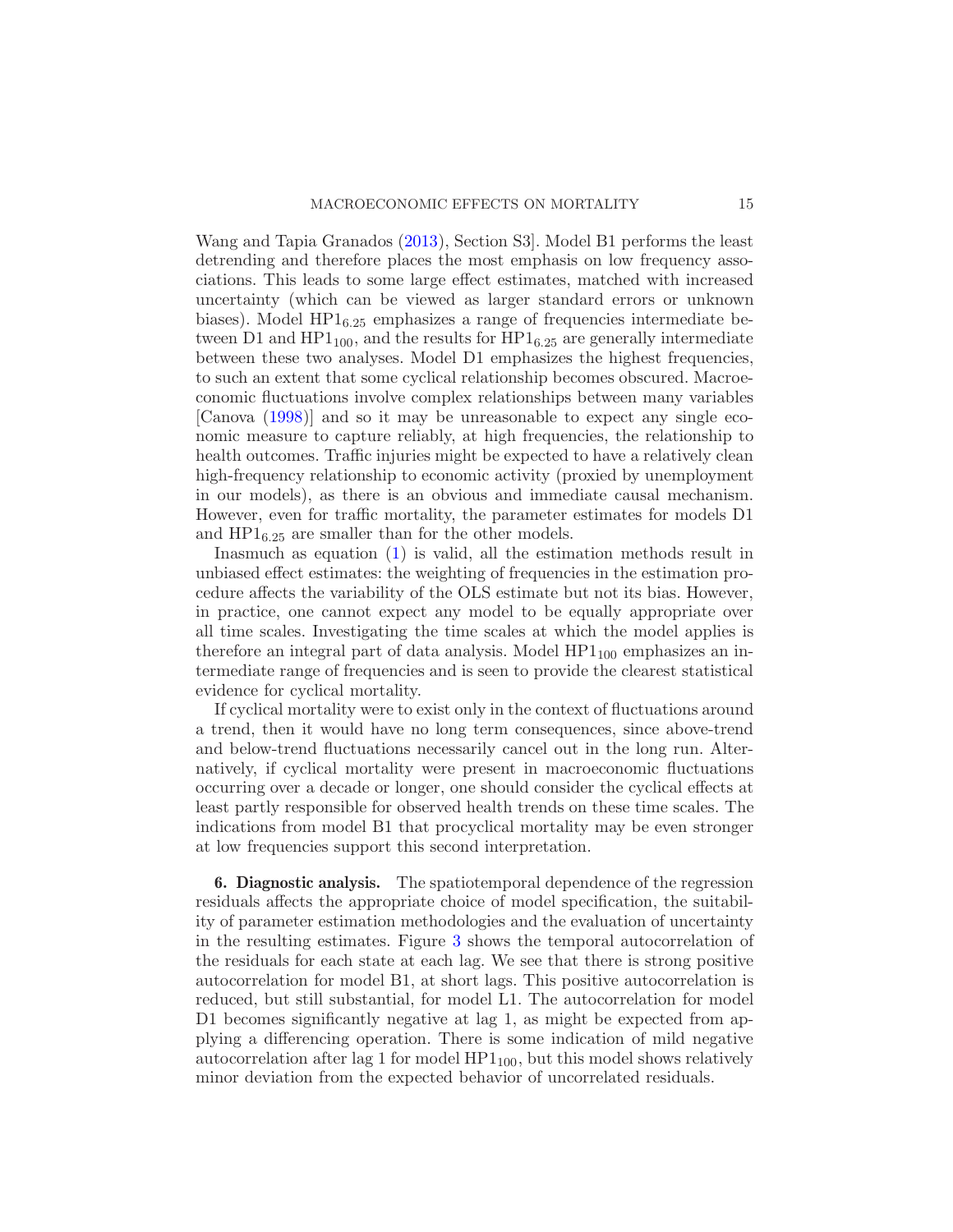Wang and Tapia Granados (2013), Section S3]. Model B1 performs the least detrending and therefore places the most emphasis on low frequency associations. This leads to some large effect estimates, matched with increased uncertainty (which can be viewed as larger standard errors or unknown biases). Model $\mathrm{HP1}_{6.25}$ emphasizes a range of frequencies intermediate between D1 and $\mathrm{HP1}_{100}$, and the results for $\mathrm{HP1}_{6.25}$ are generally intermediate between these two analyses. Model D1 emphasizes the highest frequencies, to such an extent that some cyclical relationship becomes obscured. Macroeconomic fluctuations involve complex relationships between many variables [Canova (1998)] and so it may be unreasonable to expect any single economic measure to capture reliably, at high frequencies, the relationship to health outcomes. Traffic injuries might be expected to have a relatively clean high-frequency relationship to economic activity (proxied by unemployment in our models), as there is an obvious and immediate causal mechanism. However, even for traffic mortality, the parameter estimates for models D1 and $\mathrm{HP1}_{6.25}$ are smaller than for the other models.

Inasmuch as equation (1) is valid, all the estimation methods result in unbiased effect estimates: the weighting of frequencies in the estimation procedure affects the variability of the OLS estimate but not its bias. However, in practice, one cannot expect any model to be equally appropriate over all time scales. Investigating the time scales at which the model applies is therefore an integral part of data analysis. Model $\mathrm{HP1}_{100}$ emphasizes an intermediate range of frequencies and is seen to provide the clearest statistical evidence for cyclical mortality.

If cyclical mortality were to exist only in the context of fluctuations around a trend, then it would have no long term consequences, since above-trend and below-trend fluctuations necessarily cancel out in the long run. Alternatively, if cyclical mortality were present in macroeconomic fluctuations occurring over a decade or longer, one should consider the cyclical effects at least partly responsible for observed health trends on these time scales. The indications from model B1 that procyclical mortality may be even stronger at low frequencies support this second interpretation.

**6. Diagnostic analysis.** The spatiotemporal dependence of the regression residuals affects the appropriate choice of model specification, the suitability of parameter estimation methodologies and the evaluation of uncertainty in the resulting estimates. Figure 3 shows the temporal autocorrelation of the residuals for each state at each lag. We see that there is strong positive autocorrelation for model B1, at short lags. This positive autocorrelation is reduced, but still substantial, for model L1. The autocorrelation for model D1 becomes significantly negative at lag 1, as might be expected from applying a differencing operation. There is some indication of mild negative autocorrelation after lag 1 for model $\mathrm{HP1}_{100}$, but this model shows relatively minor deviation from the expected behavior of uncorrelated residuals.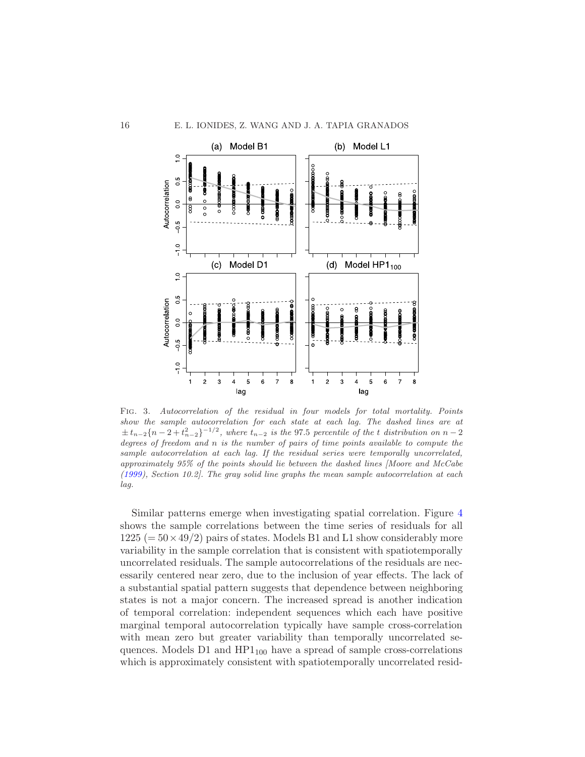FIG. 3. *Autocorrelation of the residual in four models for total mortality. Points show the sample autocorrelation for each state at each lag. The dashed lines are at* $\pm t_{n-2}\{n-2+t_{n-2}^2\}^{-1/2}$*, where* $t_{n-2}$ *is the* 97.5 *percentile of the t distribution on* $n-2$ *degrees of freedom and n is the number of pairs of time points available to compute the sample autocorrelation at each lag. If the residual series were temporally uncorrelated, approximately 95% of the points should lie between the dashed lines [Moore and McCabe (1999), Section 10.2]. The gray solid line graphs the mean sample autocorrelation at each lag.*

Similar patterns emerge when investigating spatial correlation. Figure 4 shows the sample correlations between the time series of residuals for all $1225$ $(= 50 \times 49/2)$ pairs of states. Models B1 and L1 show considerably more variability in the sample correlation that is consistent with spatiotemporally uncorrelated residuals. The sample autocorrelations of the residuals are necessarily centered near zero, due to the inclusion of year effects. The lack of a substantial spatial pattern suggests that dependence between neighboring states is not a major concern. The increased spread is another indication of temporal correlation: independent sequences which each have positive marginal temporal autocorrelation typically have sample cross-correlation with mean zero but greater variability than temporally uncorrelated sequences. Models D1 and $\mathrm{HP1}_{100}$ have a spread of sample cross-correlations which is approximately consistent with spatiotemporally uncorrelated resid-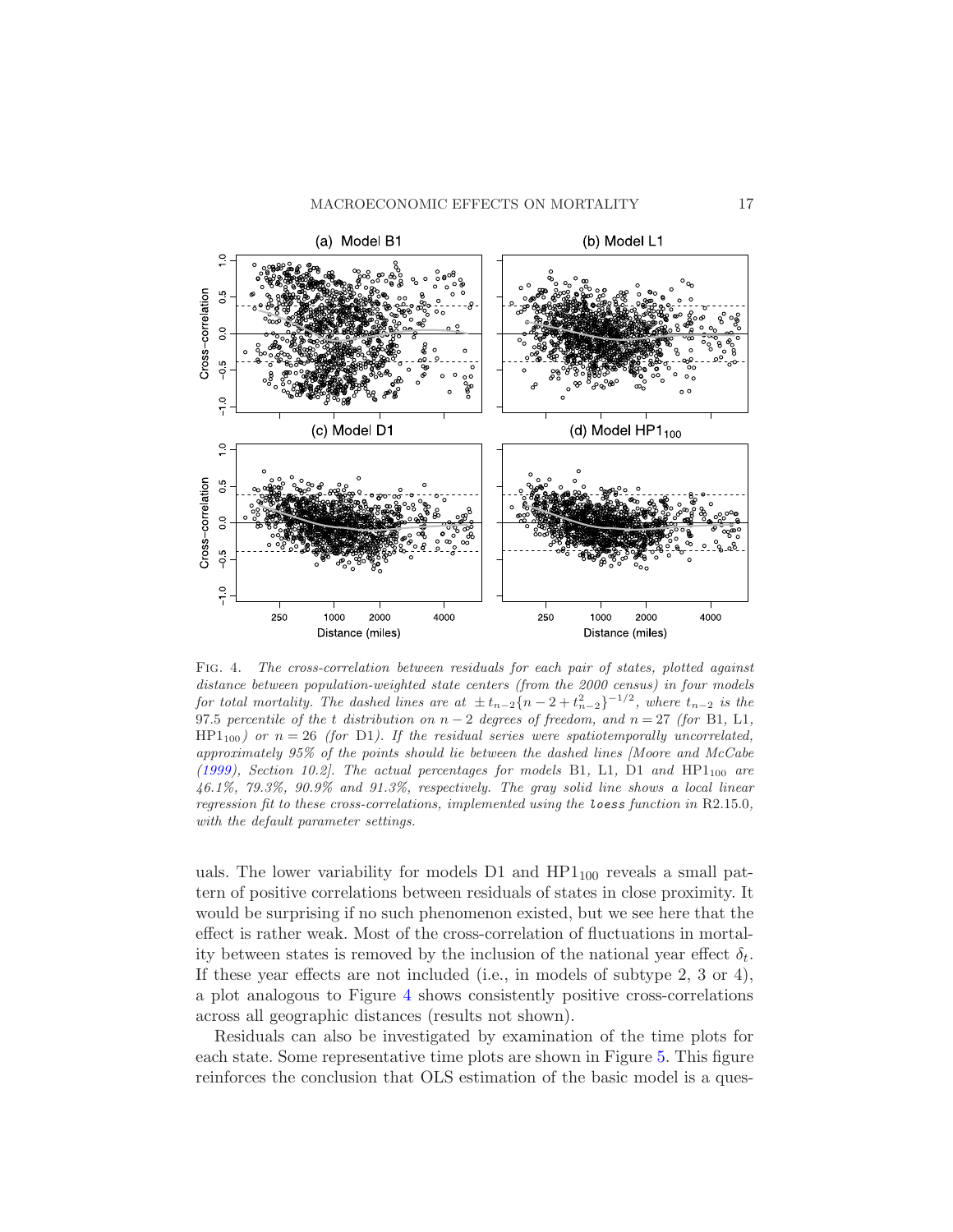FIG. 4. *The cross-correlation between residuals for each pair of states, plotted against distance between population-weighted state centers (from the 2000 census) in four models for total mortality. The dashed lines are at* $\pm t_{n-2}\{n-2+t_{n-2}^2\}^{-1/2}$, *where* $t_{n-2}$ *is the* 97.5 *percentile of the t distribution on* $n-2$ *degrees of freedom, and* $n = 27$ *(for* B1, L1, $\mathrm{HP1}_{100}$*) or* $n = 26$ *(for* D1*). If the residual series were spatiotemporally uncorrelated, approximately 95% of the points should lie between the dashed lines [Moore and McCabe (1999), Section 10.2]. The actual percentages for models* B1, L1, D1 *and* $\mathrm{HP1}_{100}$ *are 46.1%, 79.3%, 90.9% and 91.3%, respectively. The gray solid line shows a local linear regression fit to these cross-correlations, implemented using the* `loess` *function in* R2.15.0, *with the default parameter settings.*

uals. The lower variability for models D1 and $\mathrm{HP1}_{100}$ reveals a small pattern of positive correlations between residuals of states in close proximity. It would be surprising if no such phenomenon existed, but we see here that the effect is rather weak. Most of the cross-correlation of fluctuations in mortality between states is removed by the inclusion of the national year effect $\delta_t$. If these year effects are not included (i.e., in models of subtype 2, 3 or 4), a plot analogous to Figure 4 shows consistently positive cross-correlations across all geographic distances (results not shown).

Residuals can also be investigated by examination of the time plots for each state. Some representative time plots are shown in Figure 5. This figure reinforces the conclusion that OLS estimation of the basic model is a ques-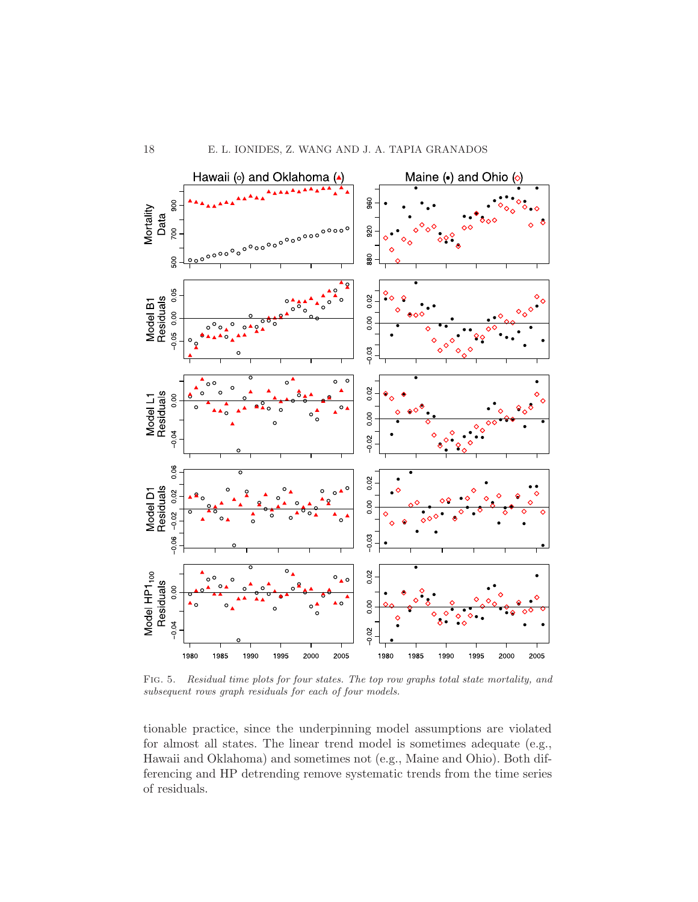Fig. 5. *Residual time plots for four states. The top row graphs total state mortality, and subsequent rows graph residuals for each of four models.*

tionable practice, since the underpinning model assumptions are violated for almost all states. The linear trend model is sometimes adequate (e.g., Hawaii and Oklahoma) and sometimes not (e.g., Maine and Ohio). Both differencing and HP detrending remove systematic trends from the time series of residuals.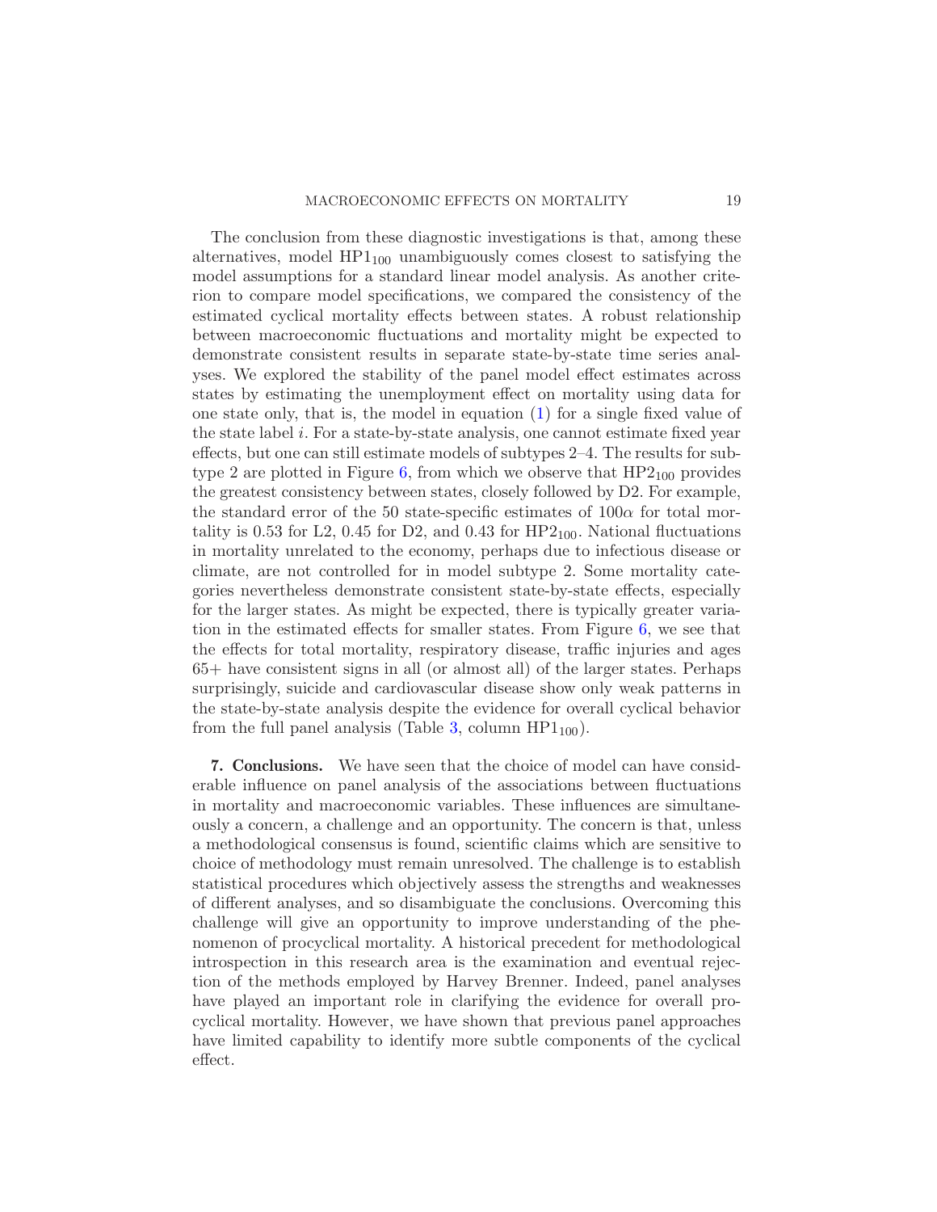The conclusion from these diagnostic investigations is that, among these alternatives, model $HP1_{100}$ unambiguously comes closest to satisfying the model assumptions for a standard linear model analysis. As another criterion to compare model specifications, we compared the consistency of the estimated cyclical mortality effects between states. A robust relationship between macroeconomic fluctuations and mortality might be expected to demonstrate consistent results in separate state-by-state time series analyses. We explored the stability of the panel model effect estimates across states by estimating the unemployment effect on mortality using data for one state only, that is, the model in equation (1) for a single fixed value of the state label $i$. For a state-by-state analysis, one cannot estimate fixed year effects, but one can still estimate models of subtypes 2–4. The results for subtype 2 are plotted in Figure 6, from which we observe that $HP2_{100}$ provides the greatest consistency between states, closely followed by D2. For example, the standard error of the 50 state-specific estimates of $100\alpha$ for total mortality is 0.53 for L2, 0.45 for D2, and 0.43 for $HP2_{100}$. National fluctuations in mortality unrelated to the economy, perhaps due to infectious disease or climate, are not controlled for in model subtype 2. Some mortality categories nevertheless demonstrate consistent state-by-state effects, especially for the larger states. As might be expected, there is typically greater variation in the estimated effects for smaller states. From Figure 6, we see that the effects for total mortality, respiratory disease, traffic injuries and ages 65+ have consistent signs in all (or almost all) of the larger states. Perhaps surprisingly, suicide and cardiovascular disease show only weak patterns in the state-by-state analysis despite the evidence for overall cyclical behavior from the full panel analysis (Table 3, column $HP1_{100}$).

**7. Conclusions.** We have seen that the choice of model can have considerable influence on panel analysis of the associations between fluctuations in mortality and macroeconomic variables. These influences are simultaneously a concern, a challenge and an opportunity. The concern is that, unless a methodological consensus is found, scientific claims which are sensitive to choice of methodology must remain unresolved. The challenge is to establish statistical procedures which objectively assess the strengths and weaknesses of different analyses, and so disambiguate the conclusions. Overcoming this challenge will give an opportunity to improve understanding of the phenomenon of procyclical mortality. A historical precedent for methodological introspection in this research area is the examination and eventual rejection of the methods employed by Harvey Brenner. Indeed, panel analyses have played an important role in clarifying the evidence for overall procyclical mortality. However, we have shown that previous panel approaches have limited capability to identify more subtle components of the cyclical effect.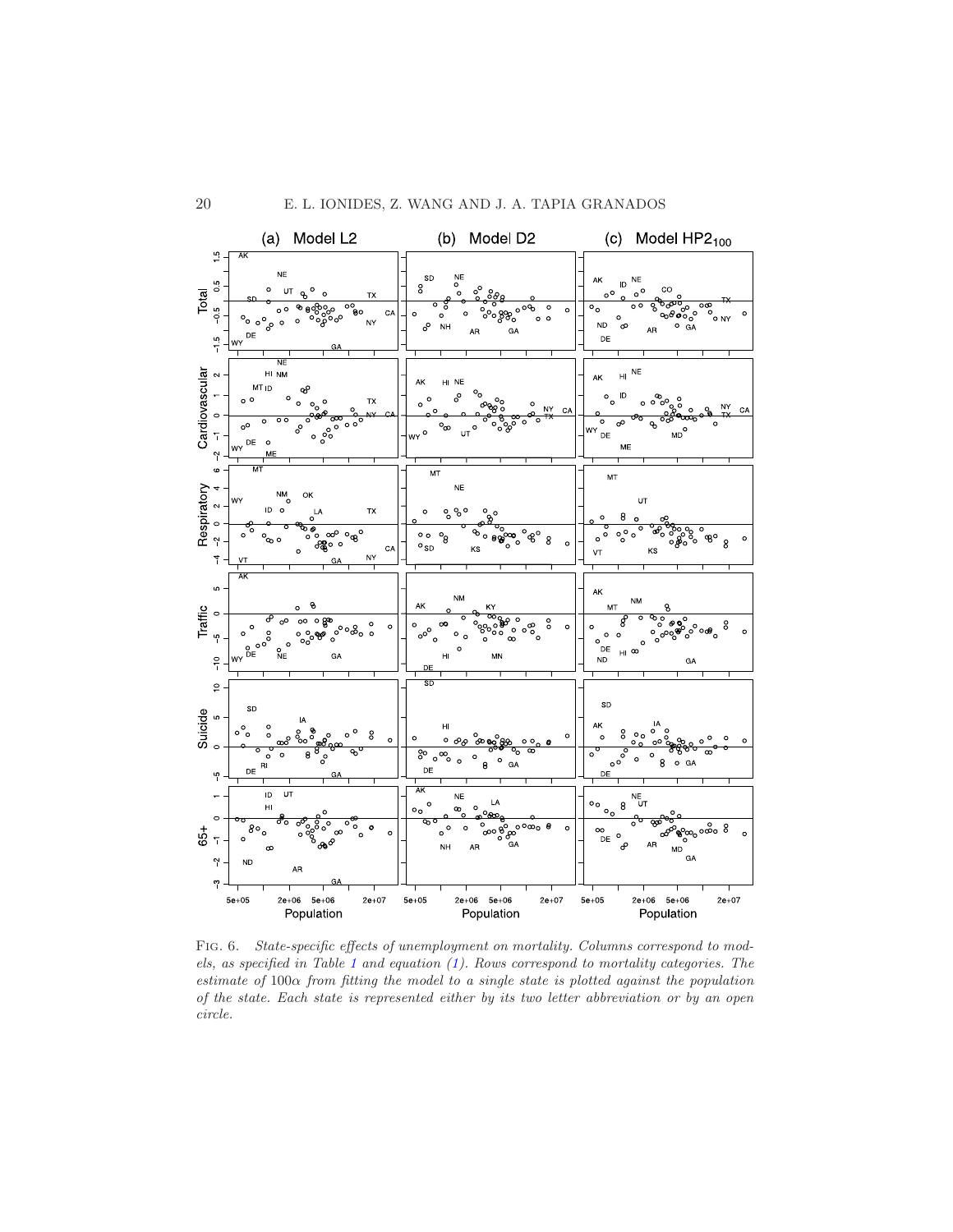FIG. 6. *State-specific effects of unemployment on mortality. Columns correspond to models, as specified in Table 1 and equation (1). Rows correspond to mortality categories. The estimate of $100\alpha$ from fitting the model to a single state is plotted against the population of the state. Each state is represented either by its two letter abbreviation or by an open circle.*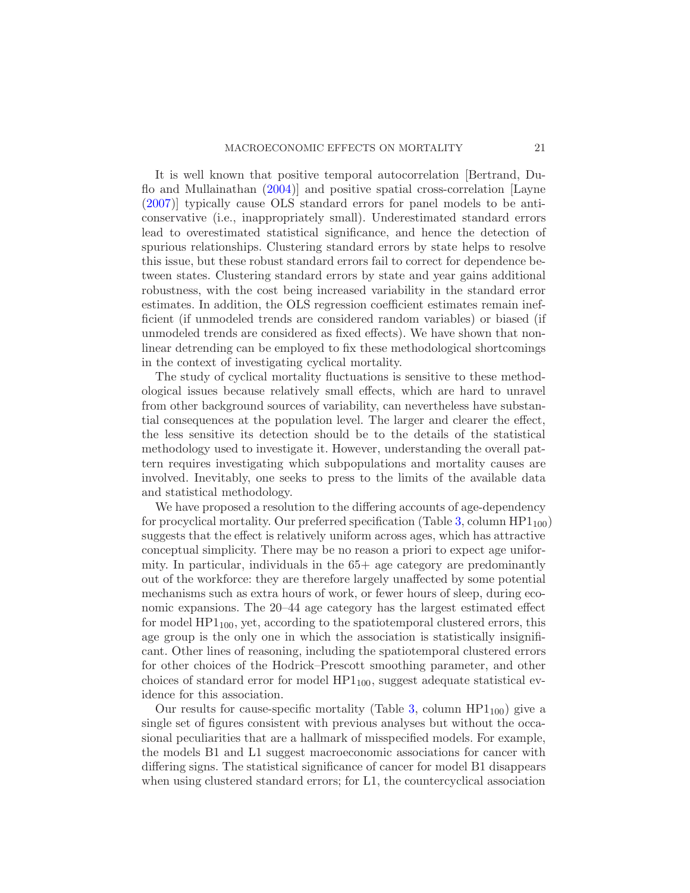It is well known that positive temporal autocorrelation [Bertrand, Duflo and Mullainathan (2004)] and positive spatial cross-correlation [Layne (2007)] typically cause OLS standard errors for panel models to be anticonservative (i.e., inappropriately small). Underestimated standard errors lead to overestimated statistical significance, and hence the detection of spurious relationships. Clustering standard errors by state helps to resolve this issue, but these robust standard errors fail to correct for dependence between states. Clustering standard errors by state and year gains additional robustness, with the cost being increased variability in the standard error estimates. In addition, the OLS regression coefficient estimates remain inefficient (if unmodeled trends are considered random variables) or biased (if unmodeled trends are considered as fixed effects). We have shown that nonlinear detrending can be employed to fix these methodological shortcomings in the context of investigating cyclical mortality.

The study of cyclical mortality fluctuations is sensitive to these methodological issues because relatively small effects, which are hard to unravel from other background sources of variability, can nevertheless have substantial consequences at the population level. The larger and clearer the effect, the less sensitive its detection should be to the details of the statistical methodology used to investigate it. However, understanding the overall pattern requires investigating which subpopulations and mortality causes are involved. Inevitably, one seeks to press to the limits of the available data and statistical methodology.

We have proposed a resolution to the differing accounts of age-dependency for procyclical mortality. Our preferred specification (Table 3, column $\mathrm{HP1}_{100}$) suggests that the effect is relatively uniform across ages, which has attractive conceptual simplicity. There may be no reason a priori to expect age uniformity. In particular, individuals in the 65+ age category are predominantly out of the workforce: they are therefore largely unaffected by some potential mechanisms such as extra hours of work, or fewer hours of sleep, during economic expansions. The 20–44 age category has the largest estimated effect for model $\mathrm{HP1}_{100}$, yet, according to the spatiotemporal clustered errors, this age group is the only one in which the association is statistically insignificant. Other lines of reasoning, including the spatiotemporal clustered errors for other choices of the Hodrick–Prescott smoothing parameter, and other choices of standard error for model $\mathrm{HP1}_{100}$, suggest adequate statistical evidence for this association.

Our results for cause-specific mortality (Table 3, column $\mathrm{HP1}_{100}$) give a single set of figures consistent with previous analyses but without the occasional peculiarities that are a hallmark of misspecified models. For example, the models B1 and L1 suggest macroeconomic associations for cancer with differing signs. The statistical significance of cancer for model B1 disappears when using clustered standard errors; for L1, the countercyclical association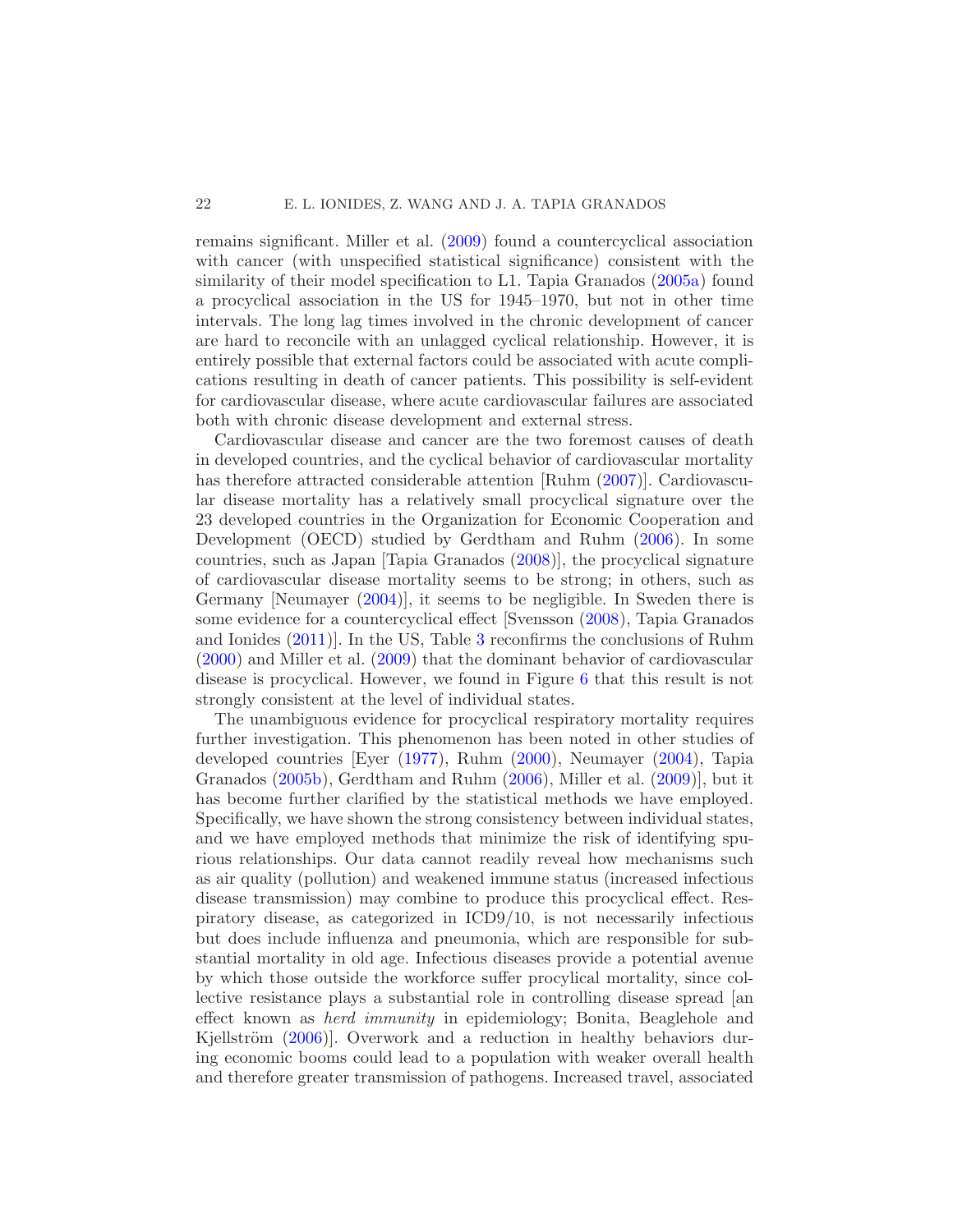remains significant. Miller et al. (2009) found a countercyclical association with cancer (with unspecified statistical significance) consistent with the similarity of their model specification to L1. Tapia Granados (2005a) found a procyclical association in the US for 1945–1970, but not in other time intervals. The long lag times involved in the chronic development of cancer are hard to reconcile with an unlagged cyclical relationship. However, it is entirely possible that external factors could be associated with acute complications resulting in death of cancer patients. This possibility is self-evident for cardiovascular disease, where acute cardiovascular failures are associated both with chronic disease development and external stress.

Cardiovascular disease and cancer are the two foremost causes of death in developed countries, and the cyclical behavior of cardiovascular mortality has therefore attracted considerable attention [Ruhm (2007)]. Cardiovascular disease mortality has a relatively small procyclical signature over the 23 developed countries in the Organization for Economic Cooperation and Development (OECD) studied by Gerdtham and Ruhm (2006). In some countries, such as Japan [Tapia Granados (2008)], the procyclical signature of cardiovascular disease mortality seems to be strong; in others, such as Germany [Neumayer (2004)], it seems to be negligible. In Sweden there is some evidence for a countercyclical effect [Svensson (2008), Tapia Granados and Ionides (2011)]. In the US, Table 3 reconfirms the conclusions of Ruhm (2000) and Miller et al. (2009) that the dominant behavior of cardiovascular disease is procyclical. However, we found in Figure 6 that this result is not strongly consistent at the level of individual states.

The unambiguous evidence for procyclical respiratory mortality requires further investigation. This phenomenon has been noted in other studies of developed countries [Eyer (1977), Ruhm (2000), Neumayer (2004), Tapia Granados (2005b), Gerdtham and Ruhm (2006), Miller et al. (2009)], but it has become further clarified by the statistical methods we have employed. Specifically, we have shown the strong consistency between individual states, and we have employed methods that minimize the risk of identifying spurious relationships. Our data cannot readily reveal how mechanisms such as air quality (pollution) and weakened immune status (increased infectious disease transmission) may combine to produce this procyclical effect. Respiratory disease, as categorized in ICD9/10, is not necessarily infectious but does include influenza and pneumonia, which are responsible for substantial mortality in old age. Infectious diseases provide a potential avenue by which those outside the workforce suffer procylical mortality, since collective resistance plays a substantial role in controlling disease spread [an effect known as *herd immunity* in epidemiology; Bonita, Beaglehole and Kjellström (2006)]. Overwork and a reduction in healthy behaviors during economic booms could lead to a population with weaker overall health and therefore greater transmission of pathogens. Increased travel, associated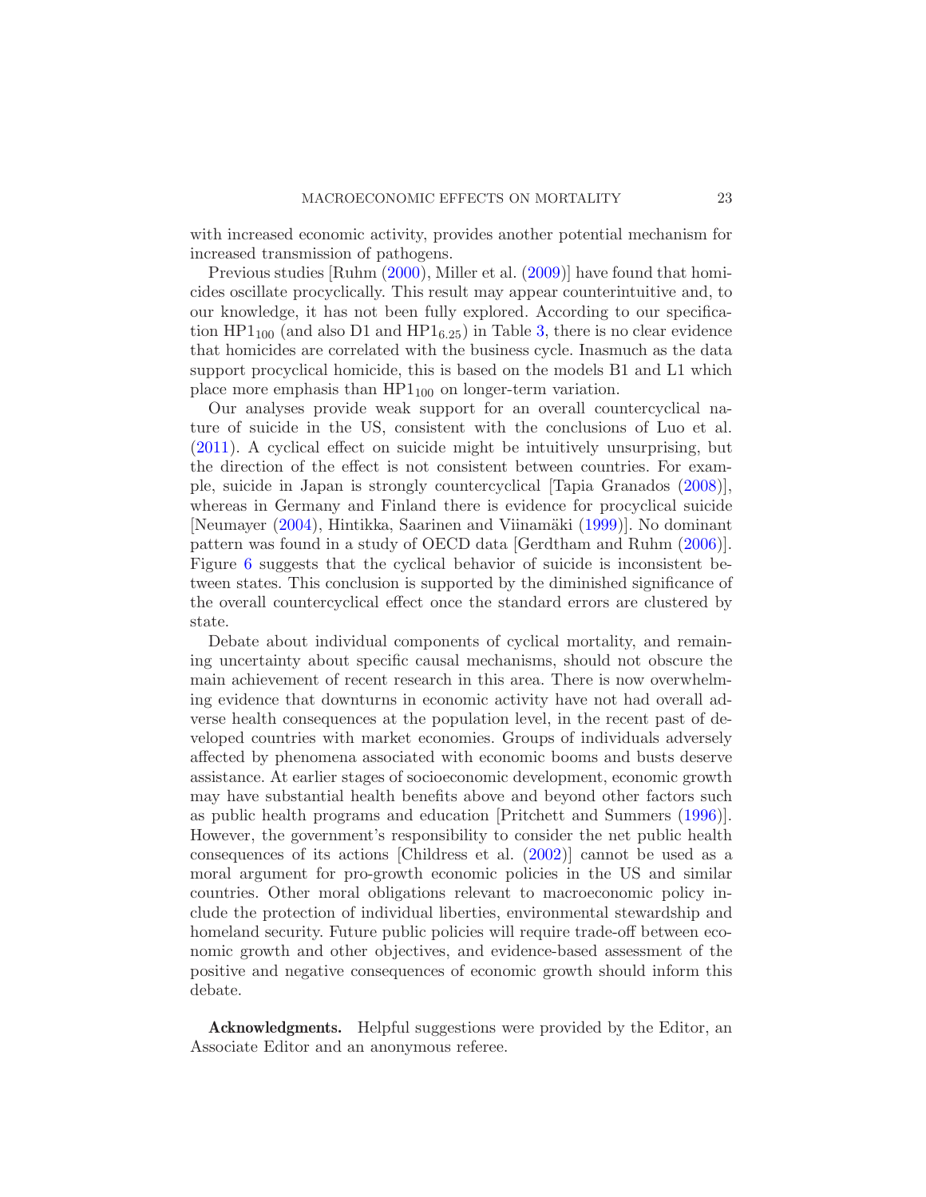with increased economic activity, provides another potential mechanism for increased transmission of pathogens.

Previous studies [Ruhm (2000), Miller et al. (2009)] have found that homicides oscillate procyclically. This result may appear counterintuitive and, to our knowledge, it has not been fully explored. According to our specification $\mathrm{HP1}_{100}$ (and also D1 and $\mathrm{HP1}_{6.25}$) in Table 3, there is no clear evidence that homicides are correlated with the business cycle. Inasmuch as the data support procyclical homicide, this is based on the models B1 and L1 which place more emphasis than $\mathrm{HP1}_{100}$ on longer-term variation.

Our analyses provide weak support for an overall countercyclical nature of suicide in the US, consistent with the conclusions of Luo et al. (2011). A cyclical effect on suicide might be intuitively unsurprising, but the direction of the effect is not consistent between countries. For example, suicide in Japan is strongly countercyclical [Tapia Granados (2008)], whereas in Germany and Finland there is evidence for procyclical suicide [Neumayer (2004), Hintikka, Saarinen and Viinamäki (1999)]. No dominant pattern was found in a study of OECD data [Gerdtham and Ruhm (2006)]. Figure 6 suggests that the cyclical behavior of suicide is inconsistent between states. This conclusion is supported by the diminished significance of the overall countercyclical effect once the standard errors are clustered by state.

Debate about individual components of cyclical mortality, and remaining uncertainty about specific causal mechanisms, should not obscure the main achievement of recent research in this area. There is now overwhelming evidence that downturns in economic activity have not had overall adverse health consequences at the population level, in the recent past of developed countries with market economies. Groups of individuals adversely affected by phenomena associated with economic booms and busts deserve assistance. At earlier stages of socioeconomic development, economic growth may have substantial health benefits above and beyond other factors such as public health programs and education [Pritchett and Summers (1996)]. However, the government's responsibility to consider the net public health consequences of its actions [Childress et al. (2002)] cannot be used as a moral argument for pro-growth economic policies in the US and similar countries. Other moral obligations relevant to macroeconomic policy include the protection of individual liberties, environmental stewardship and homeland security. Future public policies will require trade-off between economic growth and other objectives, and evidence-based assessment of the positive and negative consequences of economic growth should inform this debate.

**Acknowledgments.** Helpful suggestions were provided by the Editor, an Associate Editor and an anonymous referee.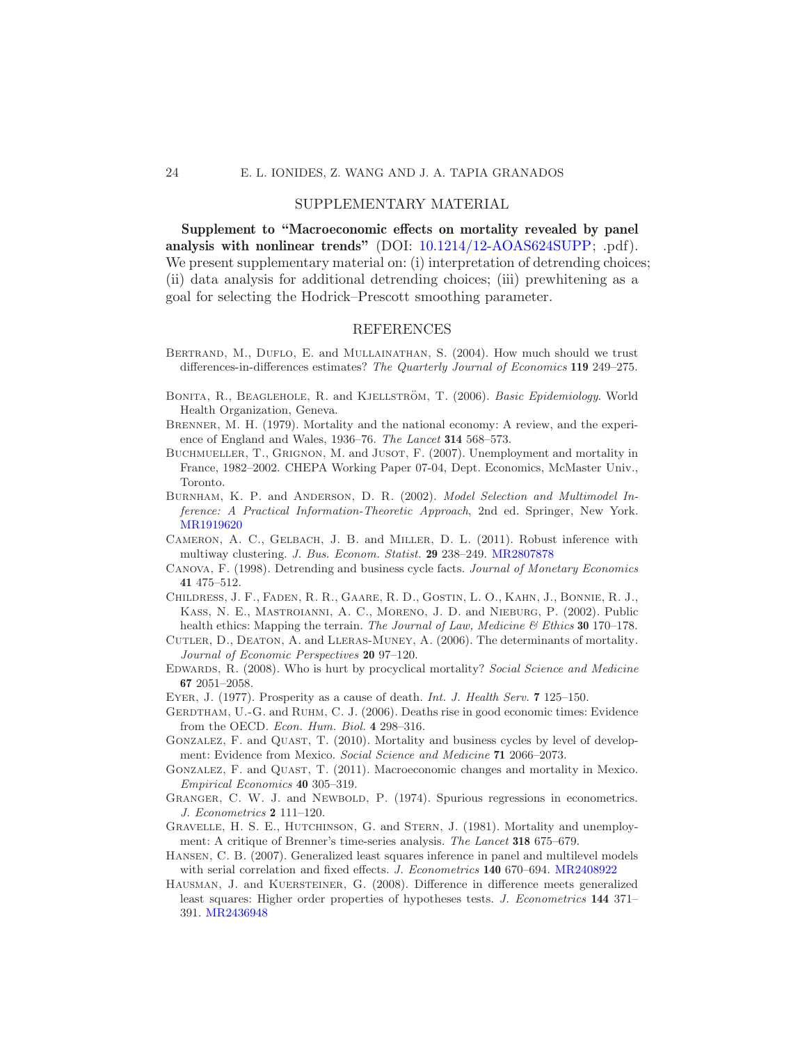## SUPPLEMENTARY MATERIAL

**Supplement to "Macroeconomic effects on mortality revealed by panel analysis with nonlinear trends"** (DOI: 10.1214/12-AOAS624SUPP; .pdf). We present supplementary material on: (i) interpretation of detrending choices; (ii) data analysis for additional detrending choices; (iii) prewhitening as a goal for selecting the Hodrick–Prescott smoothing parameter.

## REFERENCES

Bertrand, M., Duflo, E. and Mullainathan, S. (2004). How much should we trust differences-in-differences estimates? *The Quarterly Journal of Economics* **119** 249–275.

Bonita, R., Beaglehole, R. and Kjellström, T. (2006). *Basic Epidemiology*. World Health Organization, Geneva.

Brenner, M. H. (1979). Mortality and the national economy: A review, and the experience of England and Wales, 1936–76. *The Lancet* **314** 568–573.

Buchmueller, T., Grignon, M. and Jusot, F. (2007). Unemployment and mortality in France, 1982–2002. CHEPA Working Paper 07-04, Dept. Economics, McMaster Univ., Toronto.

Burnham, K. P. and Anderson, D. R. (2002). *Model Selection and Multimodel Inference: A Practical Information-Theoretic Approach*, 2nd ed. Springer, New York. MR1919620

Cameron, A. C., Gelbach, J. B. and Miller, D. L. (2011). Robust inference with multiway clustering. *J. Bus. Econom. Statist.* **29** 238–249. MR2807878

Canova, F. (1998). Detrending and business cycle facts. *Journal of Monetary Economics* **41** 475–512.

Childress, J. F., Faden, R. R., Gaare, R. D., Gostin, L. O., Kahn, J., Bonnie, R. J., Kass, N. E., Mastroianni, A. C., Moreno, J. D. and Nieburg, P. (2002). Public health ethics: Mapping the terrain. *The Journal of Law, Medicine & Ethics* **30** 170–178.

Cutler, D., Deaton, A. and Lleras-Muney, A. (2006). The determinants of mortality. *Journal of Economic Perspectives* **20** 97–120.

Edwards, R. (2008). Who is hurt by procyclical mortality? *Social Science and Medicine* **67** 2051–2058.

Eyer, J. (1977). Prosperity as a cause of death. *Int. J. Health Serv.* **7** 125–150.

Gerdtham, U.-G. and Ruhm, C. J. (2006). Deaths rise in good economic times: Evidence from the OECD. *Econ. Hum. Biol.* **4** 298–316.

Gonzalez, F. and Quast, T. (2010). Mortality and business cycles by level of development: Evidence from Mexico. *Social Science and Medicine* **71** 2066–2073.

Gonzalez, F. and Quast, T. (2011). Macroeconomic changes and mortality in Mexico. *Empirical Economics* **40** 305–319.

Granger, C. W. J. and Newbold, P. (1974). Spurious regressions in econometrics. *J. Econometrics* **2** 111–120.

Gravelle, H. S. E., Hutchinson, G. and Stern, J. (1981). Mortality and unemployment: A critique of Brenner's time-series analysis. *The Lancet* **318** 675–679.

Hansen, C. B. (2007). Generalized least squares inference in panel and multilevel models with serial correlation and fixed effects. *J. Econometrics* **140** 670–694. MR2408922

Hausman, J. and Kuersteiner, G. (2008). Difference in difference meets generalized least squares: Higher order properties of hypotheses tests. *J. Econometrics* **144** 371–391. MR2436948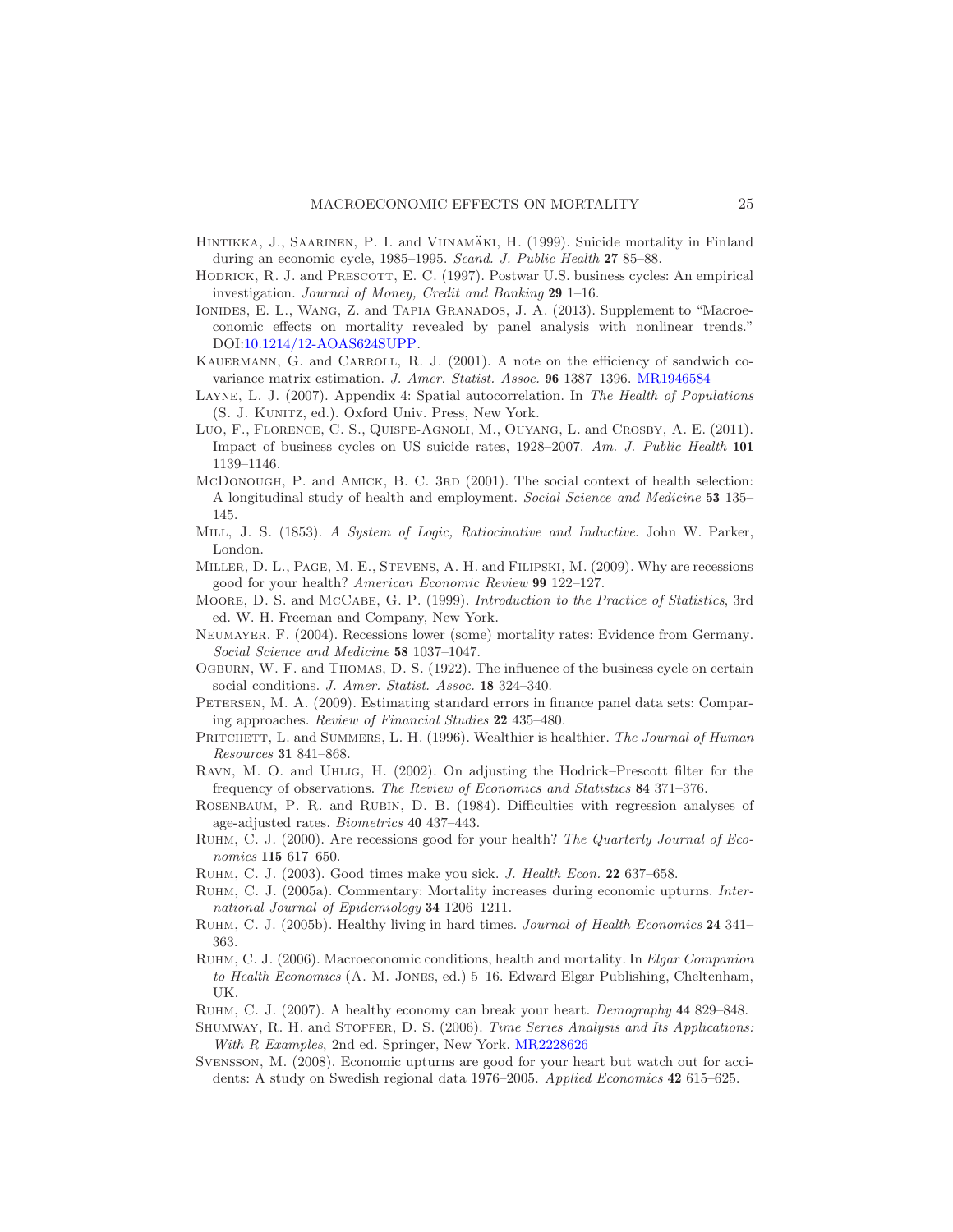Hintikka, J., Saarinen, P. I. and Viinamäki, H. (1999). Suicide mortality in Finland during an economic cycle, 1985–1995. *Scand. J. Public Health* **27** 85–88.

Hodrick, R. J. and Prescott, E. C. (1997). Postwar U.S. business cycles: An empirical investigation. *Journal of Money, Credit and Banking* **29** 1–16.

Ionides, E. L., Wang, Z. and Tapia Granados, J. A. (2013). Supplement to "Macroeconomic effects on mortality revealed by panel analysis with nonlinear trends." DOI:10.1214/12-AOAS624SUPP.

Kauermann, G. and Carroll, R. J. (2001). A note on the efficiency of sandwich covariance matrix estimation. *J. Amer. Statist. Assoc.* **96** 1387–1396. MR1946584

Layne, L. J. (2007). Appendix 4: Spatial autocorrelation. In *The Health of Populations* (S. J. Kunitz, ed.). Oxford Univ. Press, New York.

Luo, F., Florence, C. S., Quispe-Agnoli, M., Ouyang, L. and Crosby, A. E. (2011). Impact of business cycles on US suicide rates, 1928–2007. *Am. J. Public Health* **101** 1139–1146.

McDonough, P. and Amick, B. C. 3rd (2001). The social context of health selection: A longitudinal study of health and employment. *Social Science and Medicine* **53** 135–145.

Mill, J. S. (1853). *A System of Logic, Ratiocinative and Inductive*. John W. Parker, London.

Miller, D. L., Page, M. E., Stevens, A. H. and Filipski, M. (2009). Why are recessions good for your health? *American Economic Review* **99** 122–127.

Moore, D. S. and McCabe, G. P. (1999). *Introduction to the Practice of Statistics*, 3rd ed. W. H. Freeman and Company, New York.

Neumayer, F. (2004). Recessions lower (some) mortality rates: Evidence from Germany. *Social Science and Medicine* **58** 1037–1047.

Ogburn, W. F. and Thomas, D. S. (1922). The influence of the business cycle on certain social conditions. *J. Amer. Statist. Assoc.* **18** 324–340.

Petersen, M. A. (2009). Estimating standard errors in finance panel data sets: Comparing approaches. *Review of Financial Studies* **22** 435–480.

Pritchett, L. and Summers, L. H. (1996). Wealthier is healthier. *The Journal of Human Resources* **31** 841–868.

Ravn, M. O. and Uhlig, H. (2002). On adjusting the Hodrick–Prescott filter for the frequency of observations. *The Review of Economics and Statistics* **84** 371–376.

Rosenbaum, P. R. and Rubin, D. B. (1984). Difficulties with regression analyses of age-adjusted rates. *Biometrics* **40** 437–443.

Ruhm, C. J. (2000). Are recessions good for your health? *The Quarterly Journal of Economics* **115** 617–650.

Ruhm, C. J. (2003). Good times make you sick. *J. Health Econ.* **22** 637–658.

Ruhm, C. J. (2005a). Commentary: Mortality increases during economic upturns. *International Journal of Epidemiology* **34** 1206–1211.

Ruhm, C. J. (2005b). Healthy living in hard times. *Journal of Health Economics* **24** 341–363.

Ruhm, C. J. (2006). Macroeconomic conditions, health and mortality. In *Elgar Companion to Health Economics* (A. M. Jones, ed.) 5–16. Edward Elgar Publishing, Cheltenham, UK.

Ruhm, C. J. (2007). A healthy economy can break your heart. *Demography* **44** 829–848.

Shumway, R. H. and Stoffer, D. S. (2006). *Time Series Analysis and Its Applications: With R Examples*, 2nd ed. Springer, New York. MR2228626

Svensson, M. (2008). Economic upturns are good for your heart but watch out for accidents: A study on Swedish regional data 1976–2005. *Applied Economics* **42** 615–625.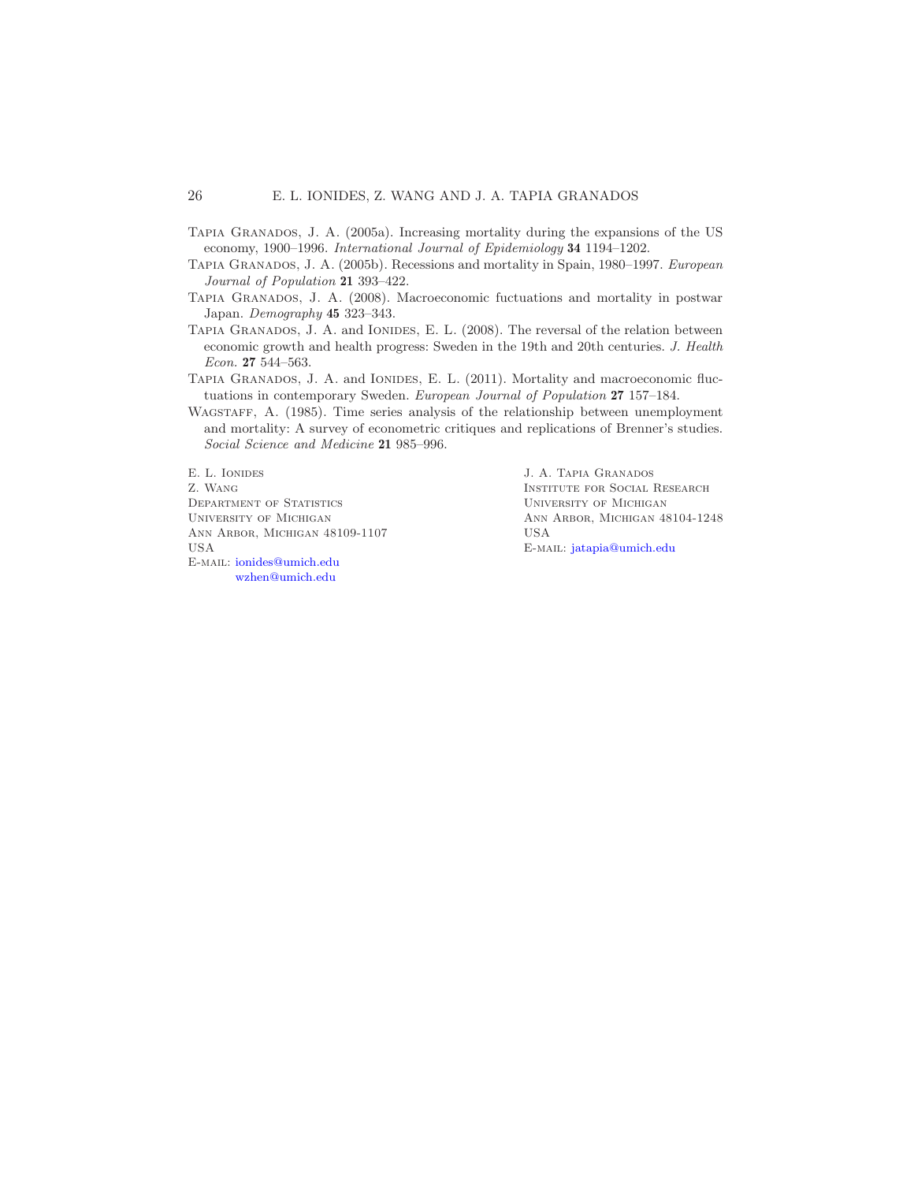Tapia Granados, J. A. (2005a). Increasing mortality during the expansions of the US economy, 1900–1996. *International Journal of Epidemiology* **34** 1194–1202.

Tapia Granados, J. A. (2005b). Recessions and mortality in Spain, 1980–1997. *European Journal of Population* **21** 393–422.

Tapia Granados, J. A. (2008). Macroeconomic fuctuations and mortality in postwar Japan. *Demography* **45** 323–343.

Tapia Granados, J. A. and Ionides, E. L. (2008). The reversal of the relation between economic growth and health progress: Sweden in the 19th and 20th centuries. *J. Health Econ.* **27** 544–563.

Tapia Granados, J. A. and Ionides, E. L. (2011). Mortality and macroeconomic fluctuations in contemporary Sweden. *European Journal of Population* **27** 157–184.

Wagstaff, A. (1985). Time series analysis of the relationship between unemployment and mortality: A survey of econometric critiques and replications of Brenner's studies. *Social Science and Medicine* **21** 985–996.

E. L. Ionides
Z. Wang
Department of Statistics
University of Michigan
Ann Arbor, Michigan 48109-1107
USA
E-mail: ionides@umich.edu
wzhen@umich.edu

J. A. Tapia Granados
Institute for Social Research
University of Michigan
Ann Arbor, Michigan 48104-1248
USA
E-mail: jatapia@umich.edu